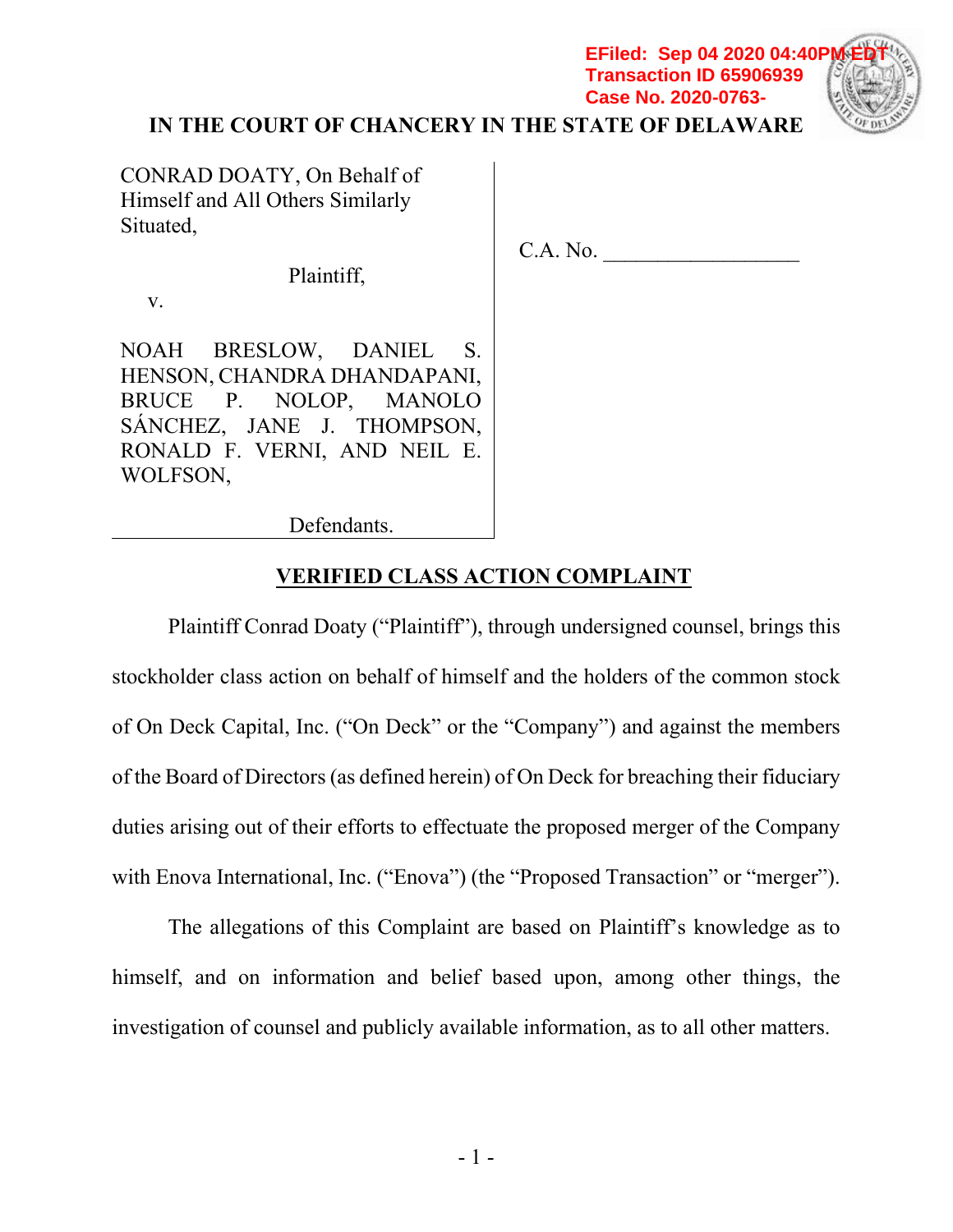EFiled: Sep 04 2020 04:40PM EDT
Transaction ID 65906939
Case No. 2020-0763-

**IN THE COURT OF CHANCERY IN THE STATE OF DELAWARE**

| | |
|---|---|
| CONRAD DOATY, On Behalf of Himself and All Others Similarly Situated,<br><br>Plaintiff,<br><br>v.<br><br>NOAH BRESLOW, DANIEL S. HENSON, CHANDRA DHANDAPANI, BRUCE P. NOLOP, MANOLO SÁNCHEZ, JANE J. THOMPSON, RONALD F. VERNI, AND NEIL E. WOLFSON,<br><br>Defendants. | C.A. No. \_\_\_\_\_\_\_\_\_\_\_\_\_\_\_\_\_\_ |

## VERIFIED CLASS ACTION COMPLAINT

Plaintiff Conrad Doaty ("Plaintiff"), through undersigned counsel, brings this stockholder class action on behalf of himself and the holders of the common stock of On Deck Capital, Inc. ("On Deck" or the "Company") and against the members of the Board of Directors (as defined herein) of On Deck for breaching their fiduciary duties arising out of their efforts to effectuate the proposed merger of the Company with Enova International, Inc. ("Enova") (the "Proposed Transaction" or "merger").

The allegations of this Complaint are based on Plaintiff's knowledge as to himself, and on information and belief based upon, among other things, the investigation of counsel and publicly available information, as to all other matters.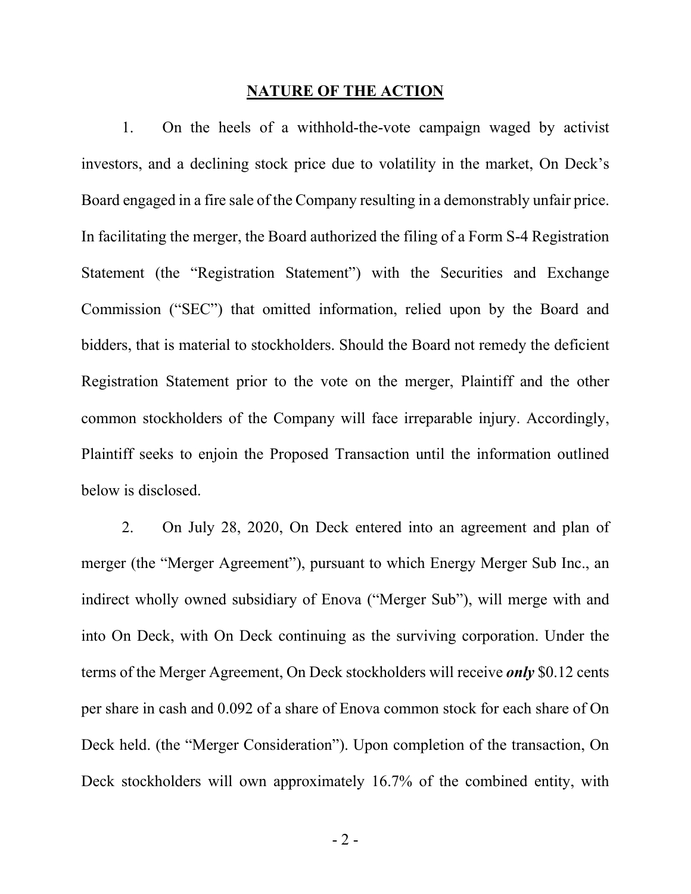## NATURE OF THE ACTION

1. On the heels of a withhold-the-vote campaign waged by activist investors, and a declining stock price due to volatility in the market, On Deck's Board engaged in a fire sale of the Company resulting in a demonstrably unfair price. In facilitating the merger, the Board authorized the filing of a Form S-4 Registration Statement (the "Registration Statement") with the Securities and Exchange Commission ("SEC") that omitted information, relied upon by the Board and bidders, that is material to stockholders. Should the Board not remedy the deficient Registration Statement prior to the vote on the merger, Plaintiff and the other common stockholders of the Company will face irreparable injury. Accordingly, Plaintiff seeks to enjoin the Proposed Transaction until the information outlined below is disclosed.

2. On July 28, 2020, On Deck entered into an agreement and plan of merger (the "Merger Agreement"), pursuant to which Energy Merger Sub Inc., an indirect wholly owned subsidiary of Enova ("Merger Sub"), will merge with and into On Deck, with On Deck continuing as the surviving corporation. Under the terms of the Merger Agreement, On Deck stockholders will receive ***only*** $0.12 cents per share in cash and 0.092 of a share of Enova common stock for each share of On Deck held. (the "Merger Consideration"). Upon completion of the transaction, On Deck stockholders will own approximately 16.7% of the combined entity, with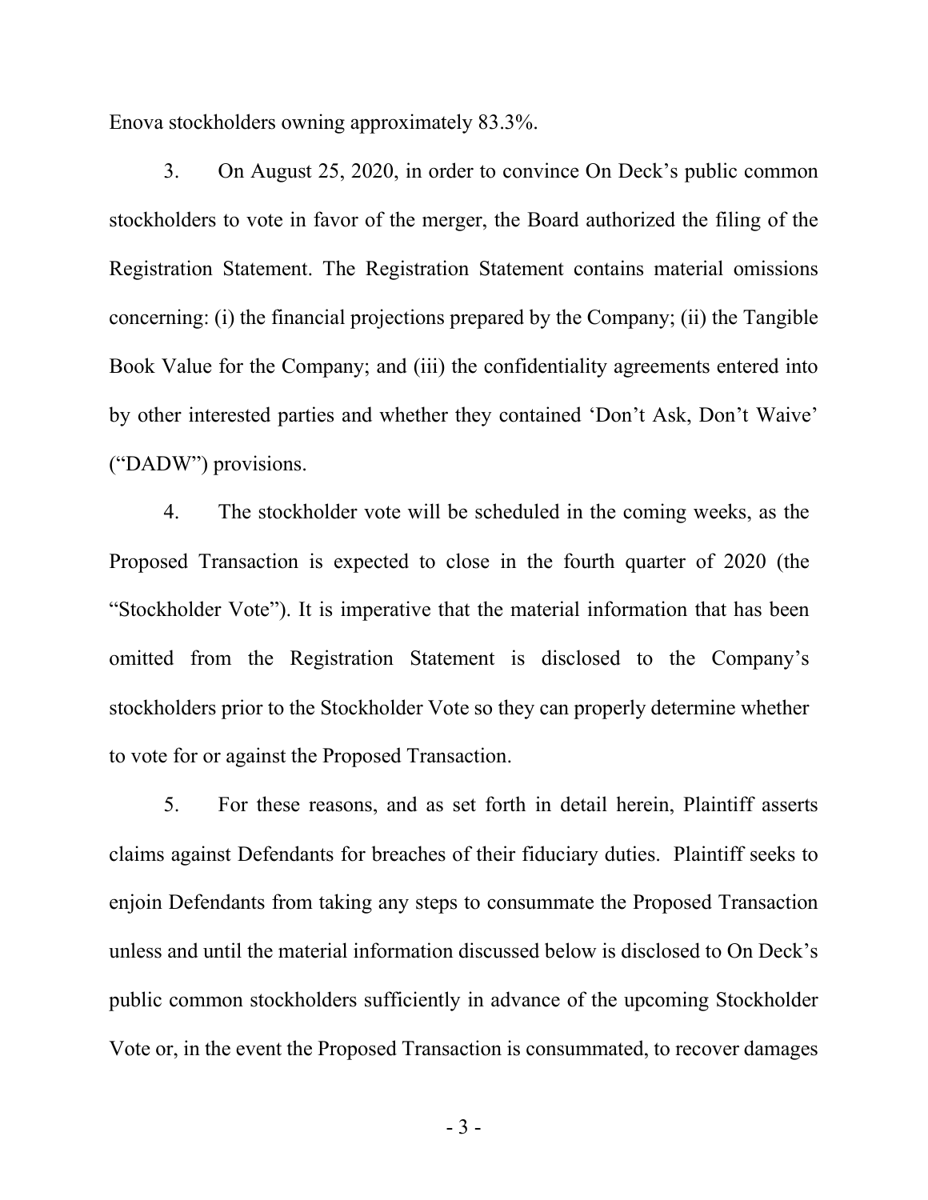Enova stockholders owning approximately 83.3%.

3. On August 25, 2020, in order to convince On Deck's public common stockholders to vote in favor of the merger, the Board authorized the filing of the Registration Statement. The Registration Statement contains material omissions concerning: (i) the financial projections prepared by the Company; (ii) the Tangible Book Value for the Company; and (iii) the confidentiality agreements entered into by other interested parties and whether they contained 'Don't Ask, Don't Waive' ("DADW") provisions.

4. The stockholder vote will be scheduled in the coming weeks, as the Proposed Transaction is expected to close in the fourth quarter of 2020 (the "Stockholder Vote"). It is imperative that the material information that has been omitted from the Registration Statement is disclosed to the Company's stockholders prior to the Stockholder Vote so they can properly determine whether to vote for or against the Proposed Transaction.

5. For these reasons, and as set forth in detail herein, Plaintiff asserts claims against Defendants for breaches of their fiduciary duties. Plaintiff seeks to enjoin Defendants from taking any steps to consummate the Proposed Transaction unless and until the material information discussed below is disclosed to On Deck's public common stockholders sufficiently in advance of the upcoming Stockholder Vote or, in the event the Proposed Transaction is consummated, to recover damages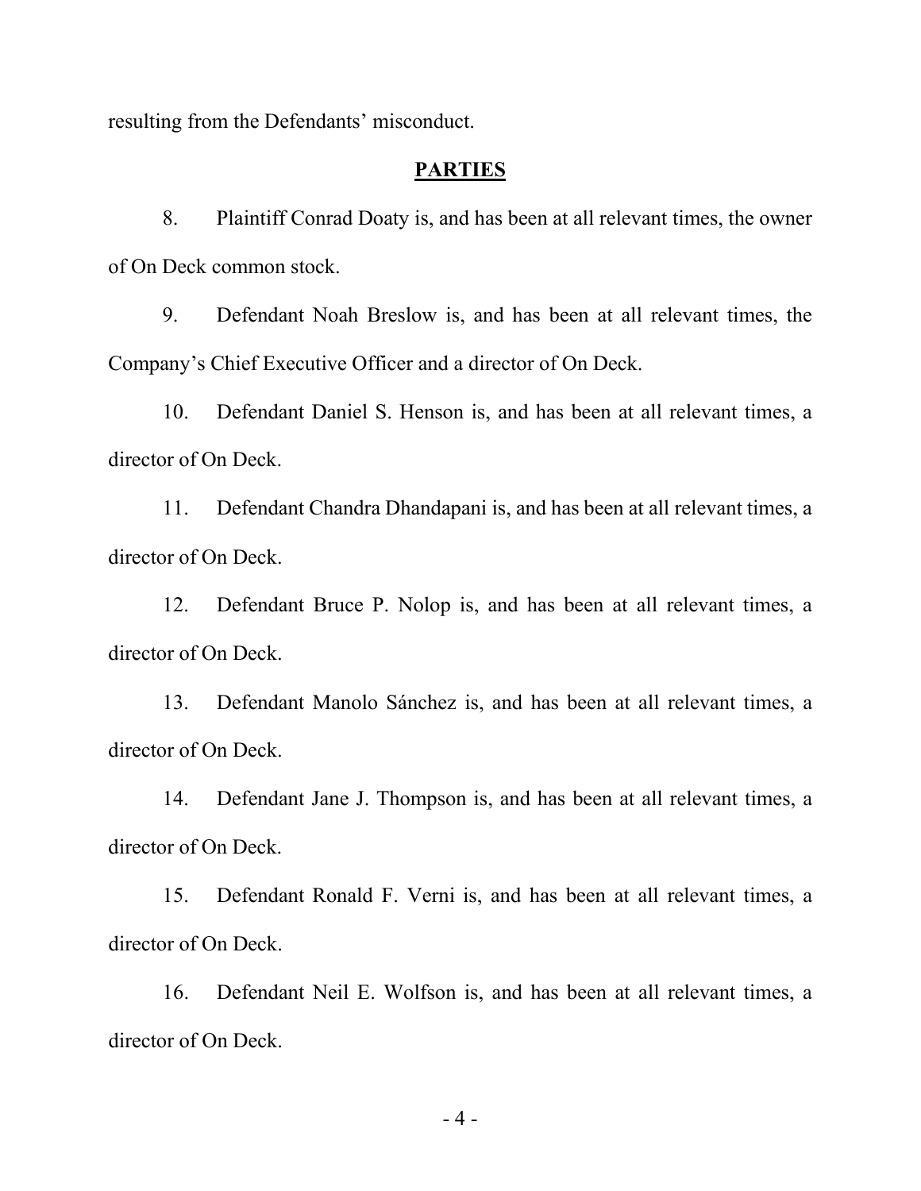resulting from the Defendants' misconduct.

## PARTIES

8. Plaintiff Conrad Doaty is, and has been at all relevant times, the owner of On Deck common stock.

9. Defendant Noah Breslow is, and has been at all relevant times, the Company's Chief Executive Officer and a director of On Deck.

10. Defendant Daniel S. Henson is, and has been at all relevant times, a director of On Deck.

11. Defendant Chandra Dhandapani is, and has been at all relevant times, a director of On Deck.

12. Defendant Bruce P. Nolop is, and has been at all relevant times, a director of On Deck.

13. Defendant Manolo Sánchez is, and has been at all relevant times, a director of On Deck.

14. Defendant Jane J. Thompson is, and has been at all relevant times, a director of On Deck.

15. Defendant Ronald F. Verni is, and has been at all relevant times, a director of On Deck.

16. Defendant Neil E. Wolfson is, and has been at all relevant times, a director of On Deck.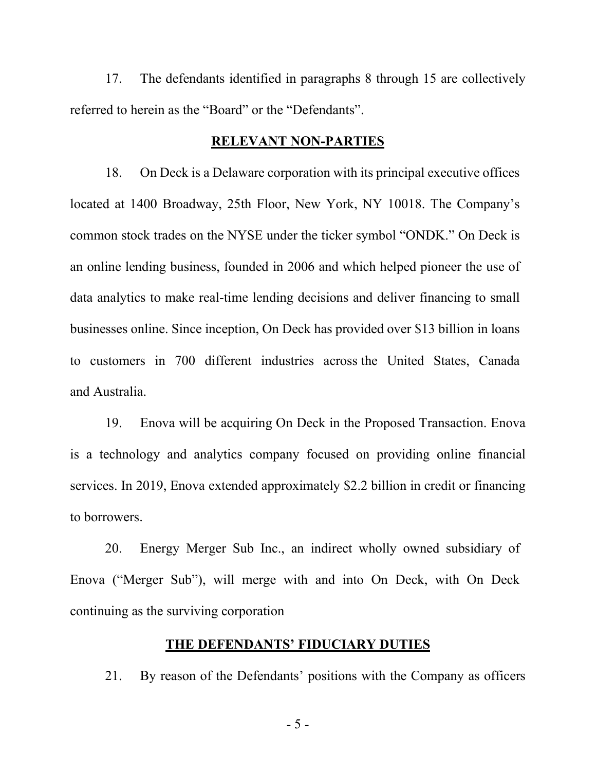17. The defendants identified in paragraphs 8 through 15 are collectively referred to herein as the "Board" or the "Defendants".

## RELEVANT NON-PARTIES

18. On Deck is a Delaware corporation with its principal executive offices located at 1400 Broadway, 25th Floor, New York, NY 10018. The Company's common stock trades on the NYSE under the ticker symbol "ONDK." On Deck is an online lending business, founded in 2006 and which helped pioneer the use of data analytics to make real-time lending decisions and deliver financing to small businesses online. Since inception, On Deck has provided over $13 billion in loans to customers in 700 different industries across the United States, Canada and Australia.

19. Enova will be acquiring On Deck in the Proposed Transaction. Enova is a technology and analytics company focused on providing online financial services. In 2019, Enova extended approximately $2.2 billion in credit or financing to borrowers.

20. Energy Merger Sub Inc., an indirect wholly owned subsidiary of Enova ("Merger Sub"), will merge with and into On Deck, with On Deck continuing as the surviving corporation

## THE DEFENDANTS' FIDUCIARY DUTIES

21. By reason of the Defendants' positions with the Company as officers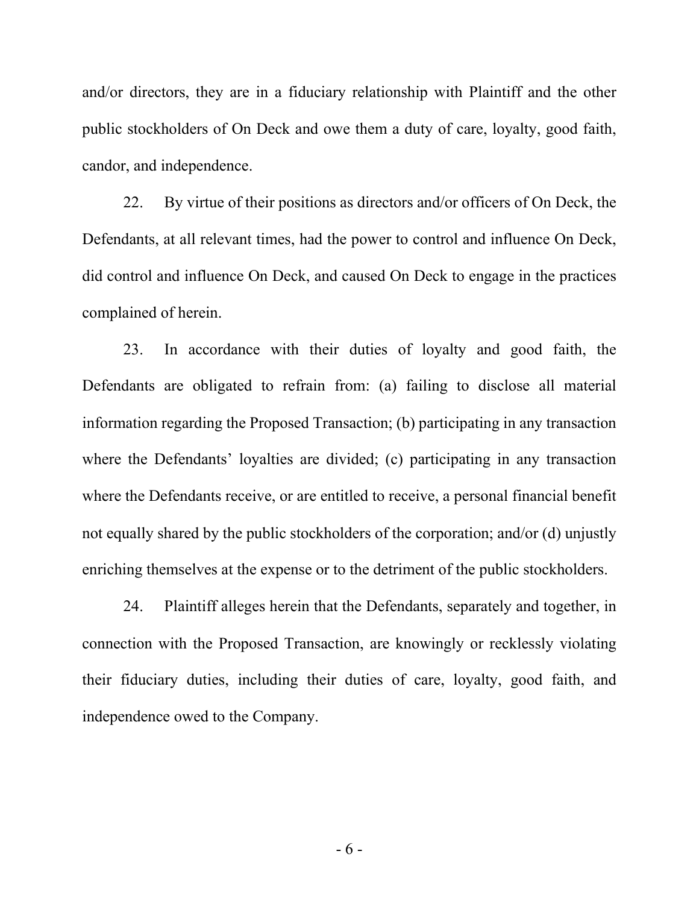and/or directors, they are in a fiduciary relationship with Plaintiff and the other public stockholders of On Deck and owe them a duty of care, loyalty, good faith, candor, and independence.

22. By virtue of their positions as directors and/or officers of On Deck, the Defendants, at all relevant times, had the power to control and influence On Deck, did control and influence On Deck, and caused On Deck to engage in the practices complained of herein.

23. In accordance with their duties of loyalty and good faith, the Defendants are obligated to refrain from: (a) failing to disclose all material information regarding the Proposed Transaction; (b) participating in any transaction where the Defendants' loyalties are divided; (c) participating in any transaction where the Defendants receive, or are entitled to receive, a personal financial benefit not equally shared by the public stockholders of the corporation; and/or (d) unjustly enriching themselves at the expense or to the detriment of the public stockholders.

24. Plaintiff alleges herein that the Defendants, separately and together, in connection with the Proposed Transaction, are knowingly or recklessly violating their fiduciary duties, including their duties of care, loyalty, good faith, and independence owed to the Company.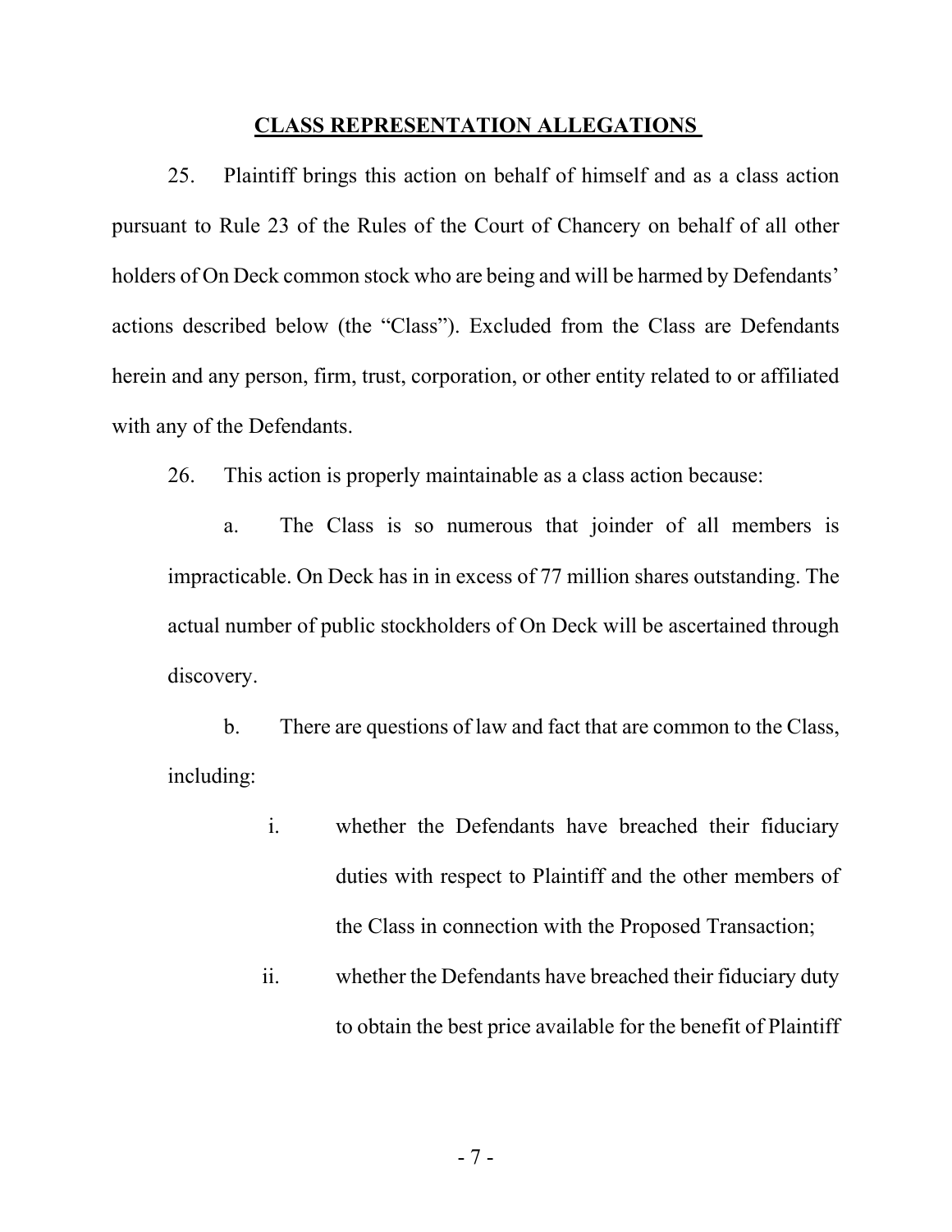## CLASS REPRESENTATION ALLEGATIONS

25. Plaintiff brings this action on behalf of himself and as a class action pursuant to Rule 23 of the Rules of the Court of Chancery on behalf of all other holders of On Deck common stock who are being and will be harmed by Defendants' actions described below (the "Class"). Excluded from the Class are Defendants herein and any person, firm, trust, corporation, or other entity related to or affiliated with any of the Defendants.

26. This action is properly maintainable as a class action because:

a. The Class is so numerous that joinder of all members is impracticable. On Deck has in in excess of 77 million shares outstanding. The actual number of public stockholders of On Deck will be ascertained through discovery.

b. There are questions of law and fact that are common to the Class, including:

i. whether the Defendants have breached their fiduciary duties with respect to Plaintiff and the other members of the Class in connection with the Proposed Transaction;

ii. whether the Defendants have breached their fiduciary duty to obtain the best price available for the benefit of Plaintiff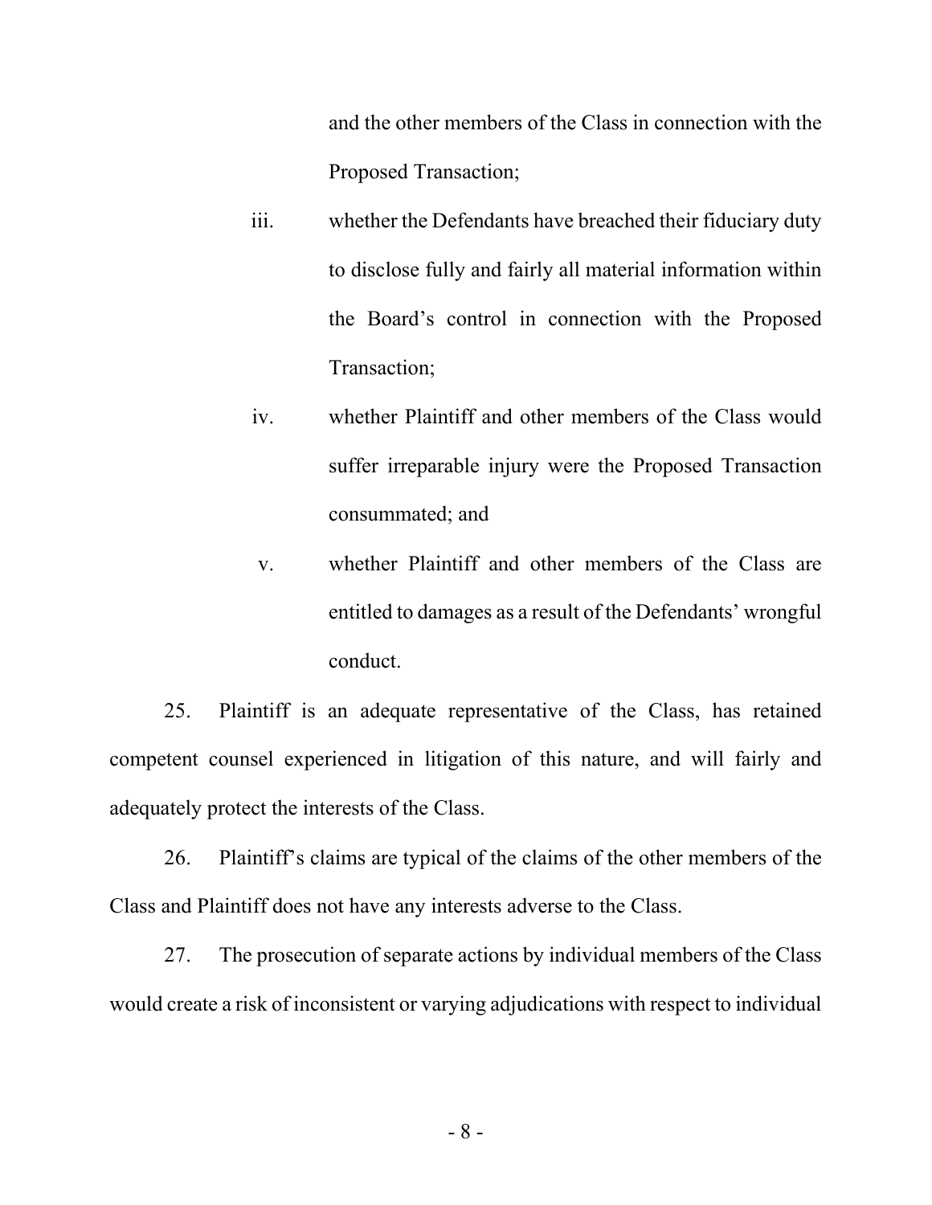and the other members of the Class in connection with the Proposed Transaction;

iii. whether the Defendants have breached their fiduciary duty to disclose fully and fairly all material information within the Board's control in connection with the Proposed Transaction;

iv. whether Plaintiff and other members of the Class would suffer irreparable injury were the Proposed Transaction consummated; and

v. whether Plaintiff and other members of the Class are entitled to damages as a result of the Defendants' wrongful conduct.

25. Plaintiff is an adequate representative of the Class, has retained competent counsel experienced in litigation of this nature, and will fairly and adequately protect the interests of the Class.

26. Plaintiff's claims are typical of the claims of the other members of the Class and Plaintiff does not have any interests adverse to the Class.

27. The prosecution of separate actions by individual members of the Class would create a risk of inconsistent or varying adjudications with respect to individual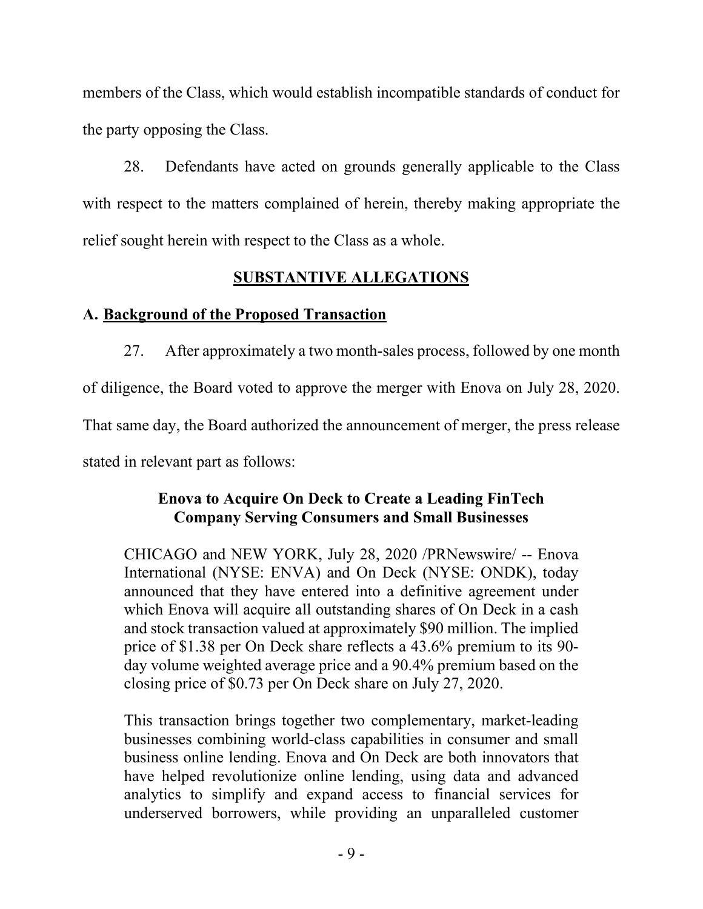members of the Class, which would establish incompatible standards of conduct for the party opposing the Class.

28. Defendants have acted on grounds generally applicable to the Class with respect to the matters complained of herein, thereby making appropriate the relief sought herein with respect to the Class as a whole.

## SUBSTANTIVE ALLEGATIONS

### A. Background of the Proposed Transaction

27. After approximately a two month-sales process, followed by one month of diligence, the Board voted to approve the merger with Enova on July 28, 2020. That same day, the Board authorized the announcement of merger, the press release stated in relevant part as follows:

> **Enova to Acquire On Deck to Create a Leading FinTech Company Serving Consumers and Small Businesses**
>
> CHICAGO and NEW YORK, July 28, 2020 /PRNewswire/ -- Enova International (NYSE: ENVA) and On Deck (NYSE: ONDK), today announced that they have entered into a definitive agreement under which Enova will acquire all outstanding shares of On Deck in a cash and stock transaction valued at approximately $90 million. The implied price of $1.38 per On Deck share reflects a 43.6% premium to its 90-day volume weighted average price and a 90.4% premium based on the closing price of $0.73 per On Deck share on July 27, 2020.
>
> This transaction brings together two complementary, market-leading businesses combining world-class capabilities in consumer and small business online lending. Enova and On Deck are both innovators that have helped revolutionize online lending, using data and advanced analytics to simplify and expand access to financial services for underserved borrowers, while providing an unparalleled customer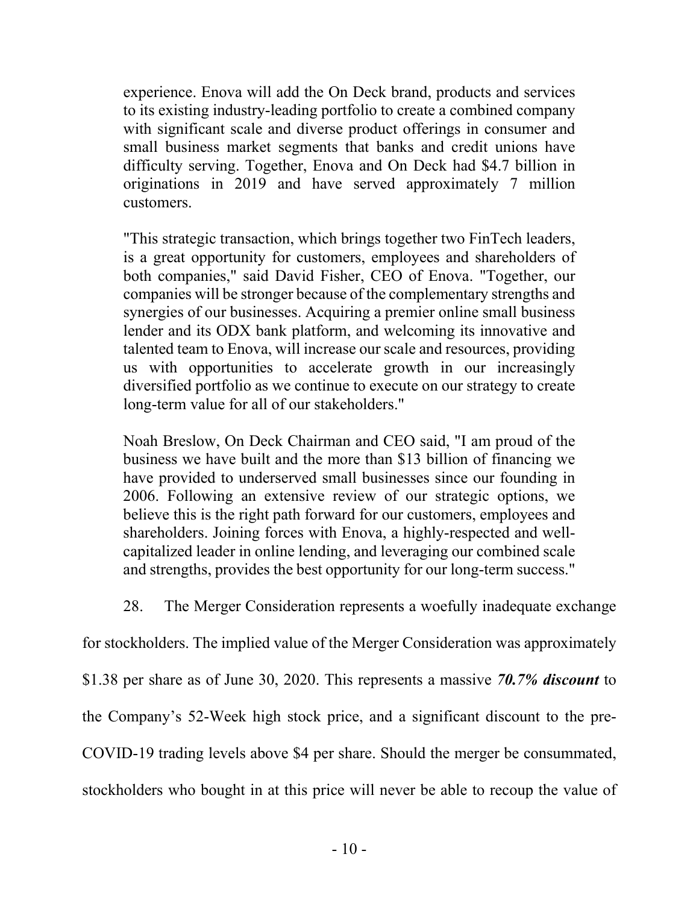> experience. Enova will add the On Deck brand, products and services to its existing industry-leading portfolio to create a combined company with significant scale and diverse product offerings in consumer and small business market segments that banks and credit unions have difficulty serving. Together, Enova and On Deck had $4.7 billion in originations in 2019 and have served approximately 7 million customers.
>
> "This strategic transaction, which brings together two FinTech leaders, is a great opportunity for customers, employees and shareholders of both companies," said David Fisher, CEO of Enova. "Together, our companies will be stronger because of the complementary strengths and synergies of our businesses. Acquiring a premier online small business lender and its ODX bank platform, and welcoming its innovative and talented team to Enova, will increase our scale and resources, providing us with opportunities to accelerate growth in our increasingly diversified portfolio as we continue to execute on our strategy to create long-term value for all of our stakeholders."
>
> Noah Breslow, On Deck Chairman and CEO said, "I am proud of the business we have built and the more than $13 billion of financing we have provided to underserved small businesses since our founding in 2006. Following an extensive review of our strategic options, we believe this is the right path forward for our customers, employees and shareholders. Joining forces with Enova, a highly-respected and well-capitalized leader in online lending, and leveraging our combined scale and strengths, provides the best opportunity for our long-term success."

28. The Merger Consideration represents a woefully inadequate exchange for stockholders. The implied value of the Merger Consideration was approximately $1.38 per share as of June 30, 2020. This represents a massive ***70.7% discount*** to the Company's 52-Week high stock price, and a significant discount to the pre-COVID-19 trading levels above $4 per share. Should the merger be consummated, stockholders who bought in at this price will never be able to recoup the value of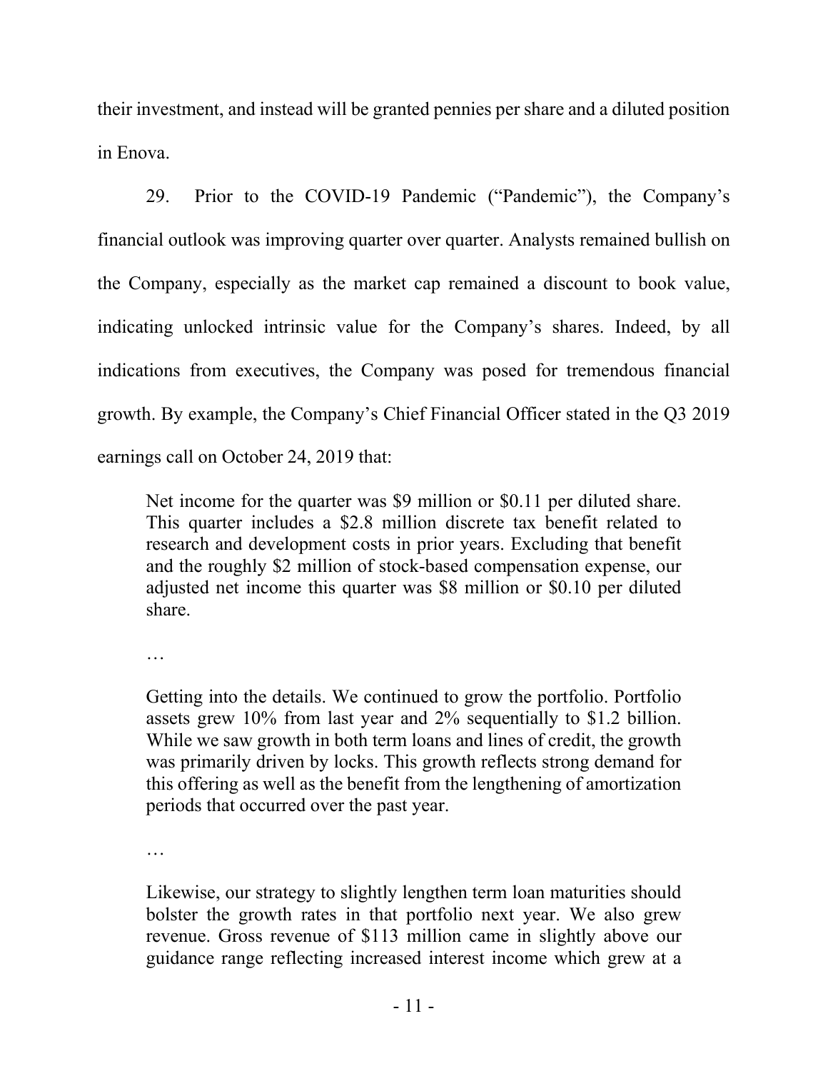their investment, and instead will be granted pennies per share and a diluted position in Enova.

29. Prior to the COVID-19 Pandemic ("Pandemic"), the Company's financial outlook was improving quarter over quarter. Analysts remained bullish on the Company, especially as the market cap remained a discount to book value, indicating unlocked intrinsic value for the Company's shares. Indeed, by all indications from executives, the Company was posed for tremendous financial growth. By example, the Company's Chief Financial Officer stated in the Q3 2019 earnings call on October 24, 2019 that:

> Net income for the quarter was $9 million or $0.11 per diluted share. This quarter includes a $2.8 million discrete tax benefit related to research and development costs in prior years. Excluding that benefit and the roughly $2 million of stock-based compensation expense, our adjusted net income this quarter was $8 million or $0.10 per diluted share.
>
> …
>
> Getting into the details. We continued to grow the portfolio. Portfolio assets grew 10% from last year and 2% sequentially to $1.2 billion. While we saw growth in both term loans and lines of credit, the growth was primarily driven by locks. This growth reflects strong demand for this offering as well as the benefit from the lengthening of amortization periods that occurred over the past year.
>
> …
>
> Likewise, our strategy to slightly lengthen term loan maturities should bolster the growth rates in that portfolio next year. We also grew revenue. Gross revenue of $113 million came in slightly above our guidance range reflecting increased interest income which grew at a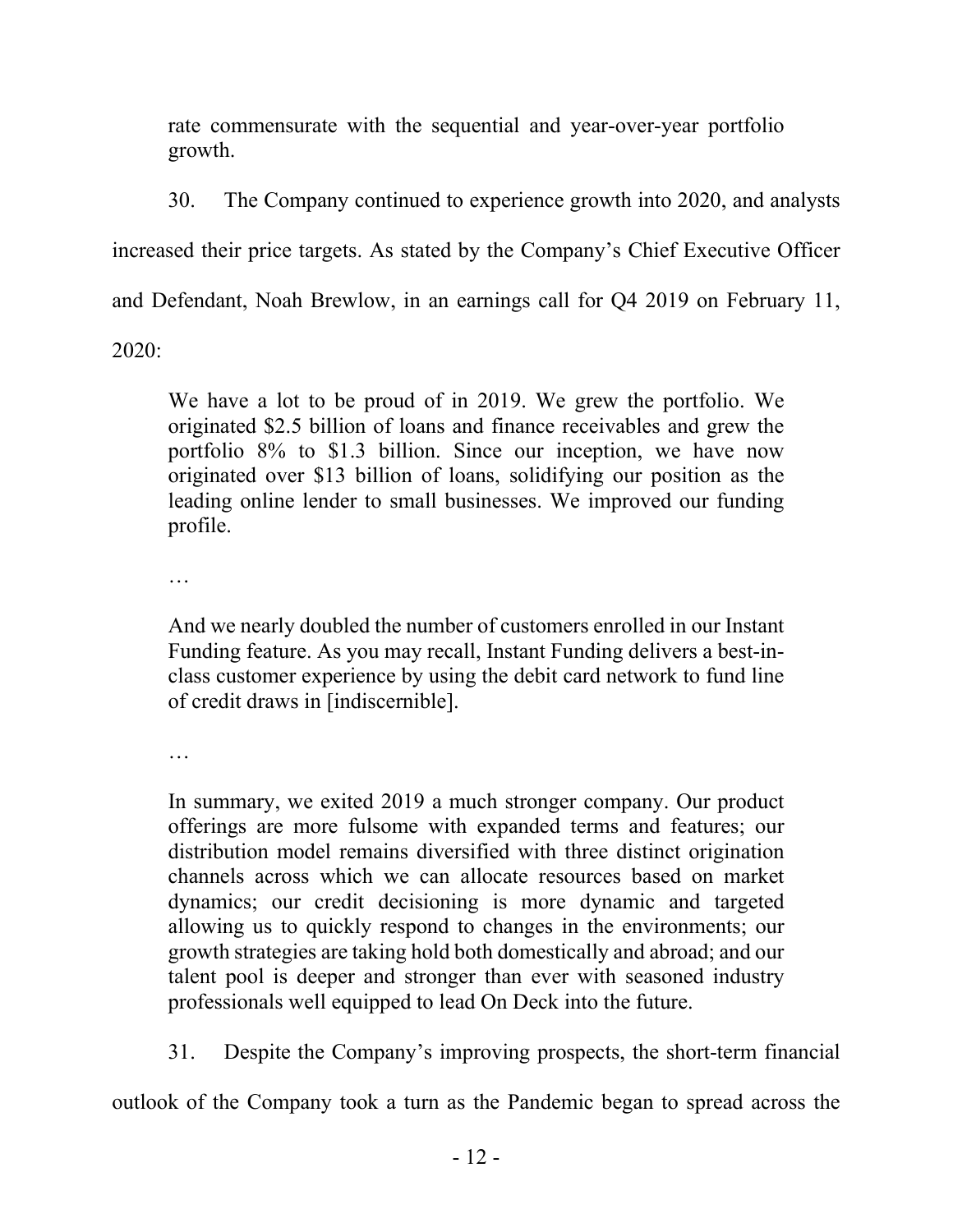rate commensurate with the sequential and year-over-year portfolio growth.

30. The Company continued to experience growth into 2020, and analysts increased their price targets. As stated by the Company's Chief Executive Officer and Defendant, Noah Brewlow, in an earnings call for Q4 2019 on February 11, 2020:

> We have a lot to be proud of in 2019. We grew the portfolio. We originated $2.5 billion of loans and finance receivables and grew the portfolio 8% to $1.3 billion. Since our inception, we have now originated over $13 billion of loans, solidifying our position as the leading online lender to small businesses. We improved our funding profile.
>
> …
>
> And we nearly doubled the number of customers enrolled in our Instant Funding feature. As you may recall, Instant Funding delivers a best-in-class customer experience by using the debit card network to fund line of credit draws in [indiscernible].
>
> …
>
> In summary, we exited 2019 a much stronger company. Our product offerings are more fulsome with expanded terms and features; our distribution model remains diversified with three distinct origination channels across which we can allocate resources based on market dynamics; our credit decisioning is more dynamic and targeted allowing us to quickly respond to changes in the environments; our growth strategies are taking hold both domestically and abroad; and our talent pool is deeper and stronger than ever with seasoned industry professionals well equipped to lead On Deck into the future.

31. Despite the Company's improving prospects, the short-term financial outlook of the Company took a turn as the Pandemic began to spread across the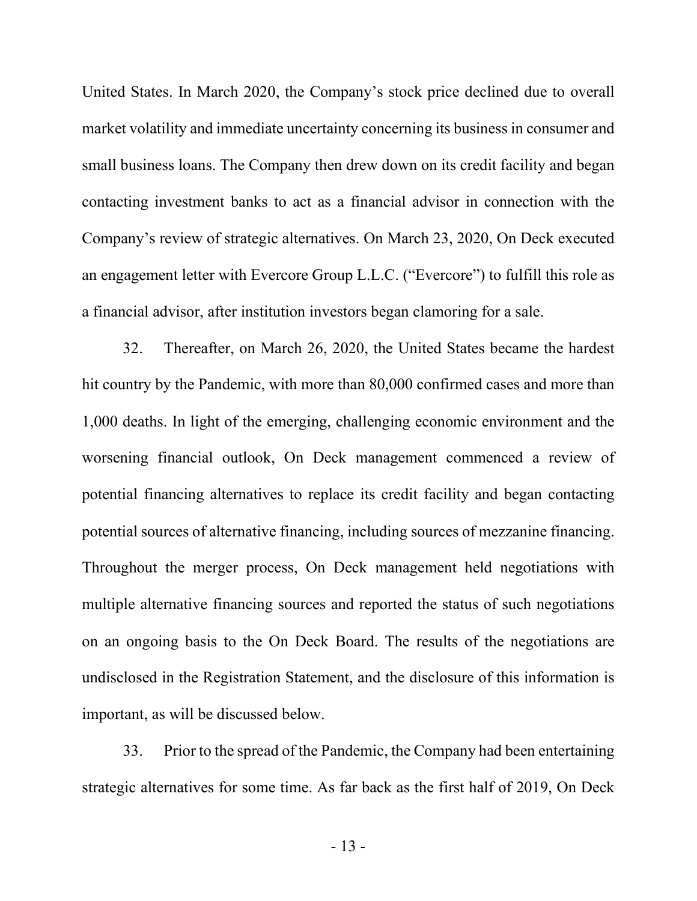United States. In March 2020, the Company's stock price declined due to overall market volatility and immediate uncertainty concerning its business in consumer and small business loans. The Company then drew down on its credit facility and began contacting investment banks to act as a financial advisor in connection with the Company's review of strategic alternatives. On March 23, 2020, On Deck executed an engagement letter with Evercore Group L.L.C. ("Evercore") to fulfill this role as a financial advisor, after institution investors began clamoring for a sale.

32. Thereafter, on March 26, 2020, the United States became the hardest hit country by the Pandemic, with more than 80,000 confirmed cases and more than 1,000 deaths. In light of the emerging, challenging economic environment and the worsening financial outlook, On Deck management commenced a review of potential financing alternatives to replace its credit facility and began contacting potential sources of alternative financing, including sources of mezzanine financing. Throughout the merger process, On Deck management held negotiations with multiple alternative financing sources and reported the status of such negotiations on an ongoing basis to the On Deck Board. The results of the negotiations are undisclosed in the Registration Statement, and the disclosure of this information is important, as will be discussed below.

33. Prior to the spread of the Pandemic, the Company had been entertaining strategic alternatives for some time. As far back as the first half of 2019, On Deck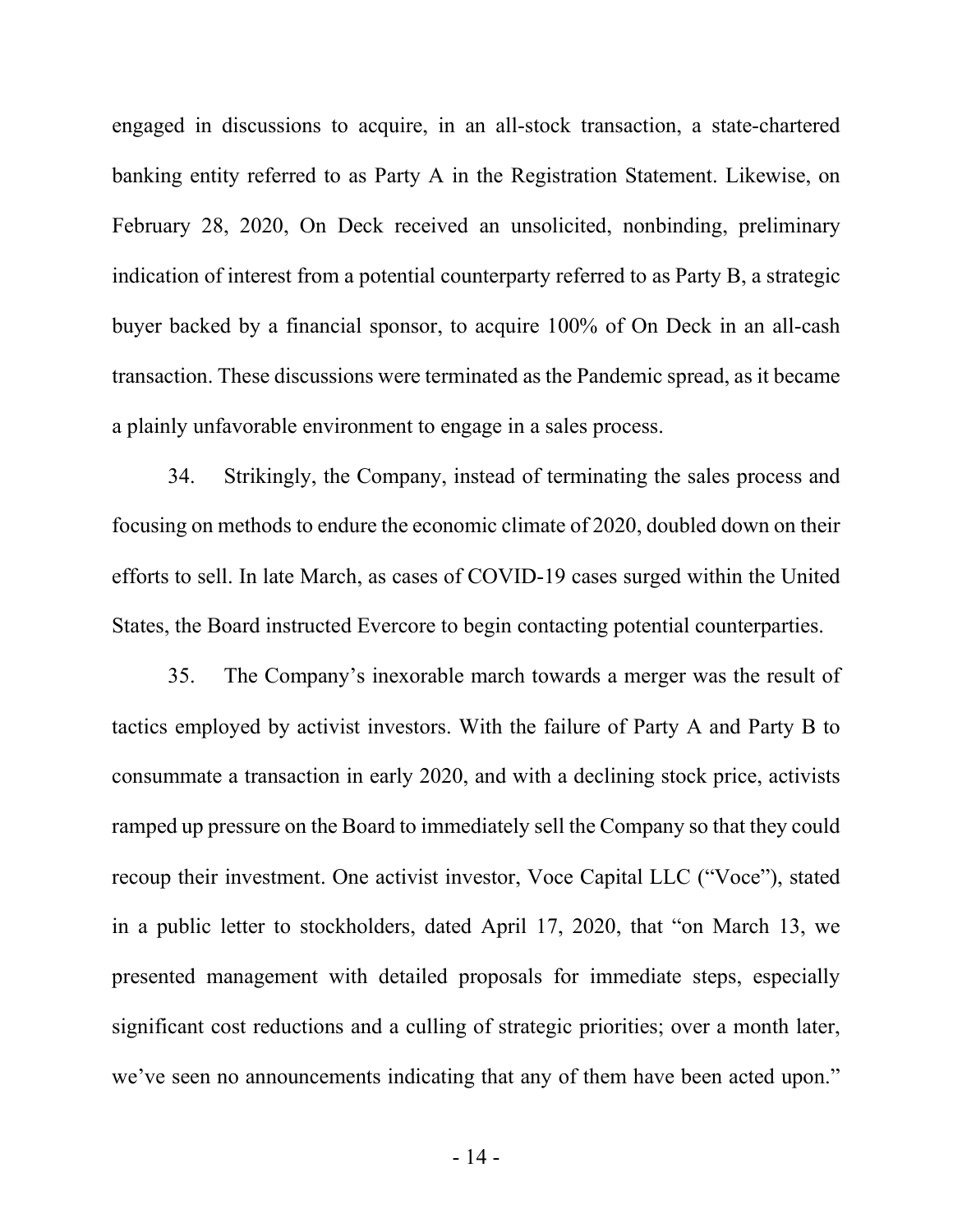engaged in discussions to acquire, in an all-stock transaction, a state-chartered banking entity referred to as Party A in the Registration Statement. Likewise, on February 28, 2020, On Deck received an unsolicited, nonbinding, preliminary indication of interest from a potential counterparty referred to as Party B, a strategic buyer backed by a financial sponsor, to acquire 100% of On Deck in an all-cash transaction. These discussions were terminated as the Pandemic spread, as it became a plainly unfavorable environment to engage in a sales process.

34. Strikingly, the Company, instead of terminating the sales process and focusing on methods to endure the economic climate of 2020, doubled down on their efforts to sell. In late March, as cases of COVID-19 cases surged within the United States, the Board instructed Evercore to begin contacting potential counterparties.

35. The Company's inexorable march towards a merger was the result of tactics employed by activist investors. With the failure of Party A and Party B to consummate a transaction in early 2020, and with a declining stock price, activists ramped up pressure on the Board to immediately sell the Company so that they could recoup their investment. One activist investor, Voce Capital LLC ("Voce"), stated in a public letter to stockholders, dated April 17, 2020, that "on March 13, we presented management with detailed proposals for immediate steps, especially significant cost reductions and a culling of strategic priorities; over a month later, we've seen no announcements indicating that any of them have been acted upon."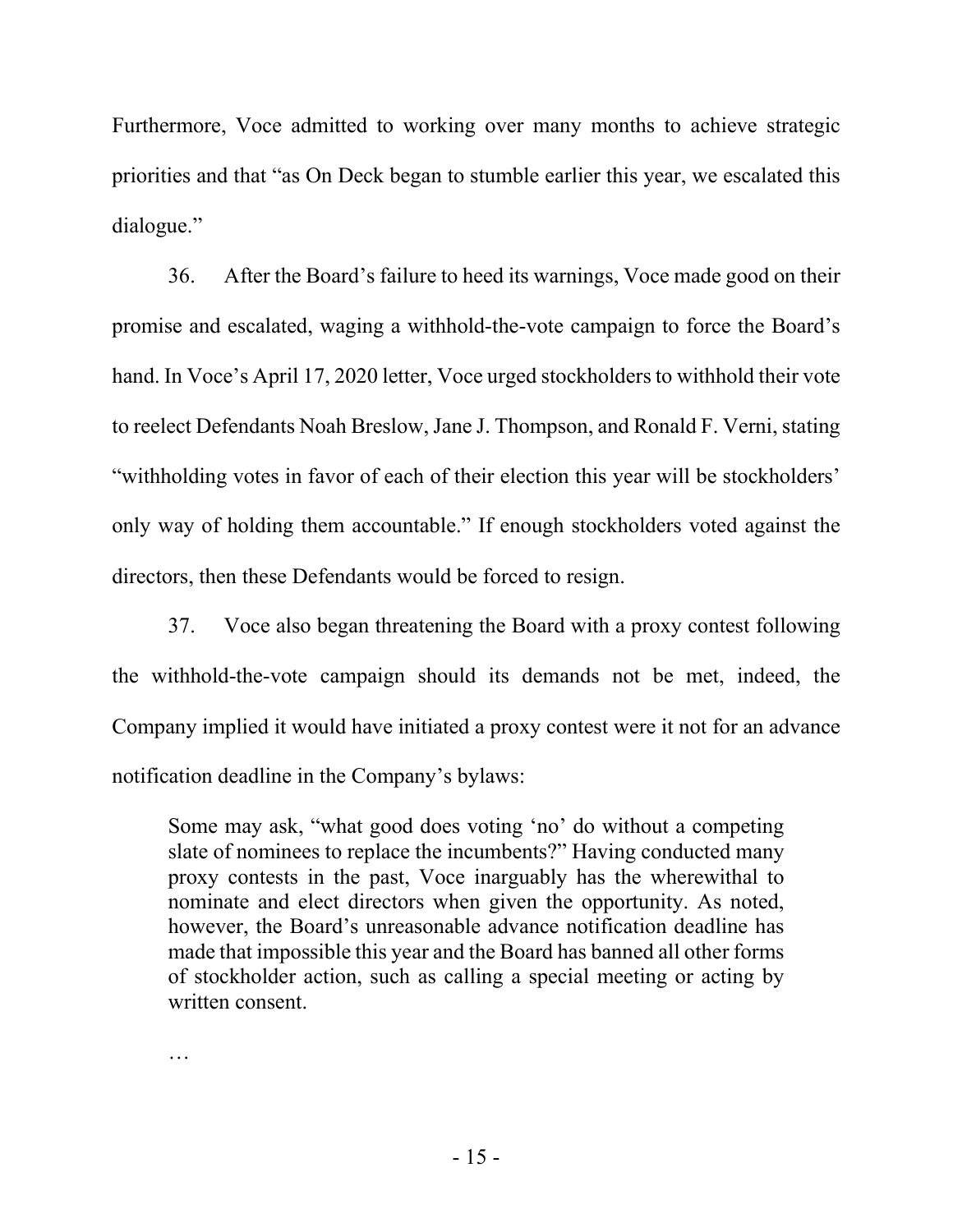Furthermore, Voce admitted to working over many months to achieve strategic priorities and that "as On Deck began to stumble earlier this year, we escalated this dialogue."

36. After the Board's failure to heed its warnings, Voce made good on their promise and escalated, waging a withhold-the-vote campaign to force the Board's hand. In Voce's April 17, 2020 letter, Voce urged stockholders to withhold their vote to reelect Defendants Noah Breslow, Jane J. Thompson, and Ronald F. Verni, stating "withholding votes in favor of each of their election this year will be stockholders' only way of holding them accountable." If enough stockholders voted against the directors, then these Defendants would be forced to resign.

37. Voce also began threatening the Board with a proxy contest following the withhold-the-vote campaign should its demands not be met, indeed, the Company implied it would have initiated a proxy contest were it not for an advance notification deadline in the Company's bylaws:

> Some may ask, "what good does voting 'no' do without a competing slate of nominees to replace the incumbents?" Having conducted many proxy contests in the past, Voce inarguably has the wherewithal to nominate and elect directors when given the opportunity. As noted, however, the Board's unreasonable advance notification deadline has made that impossible this year and the Board has banned all other forms of stockholder action, such as calling a special meeting or acting by written consent.
>
> …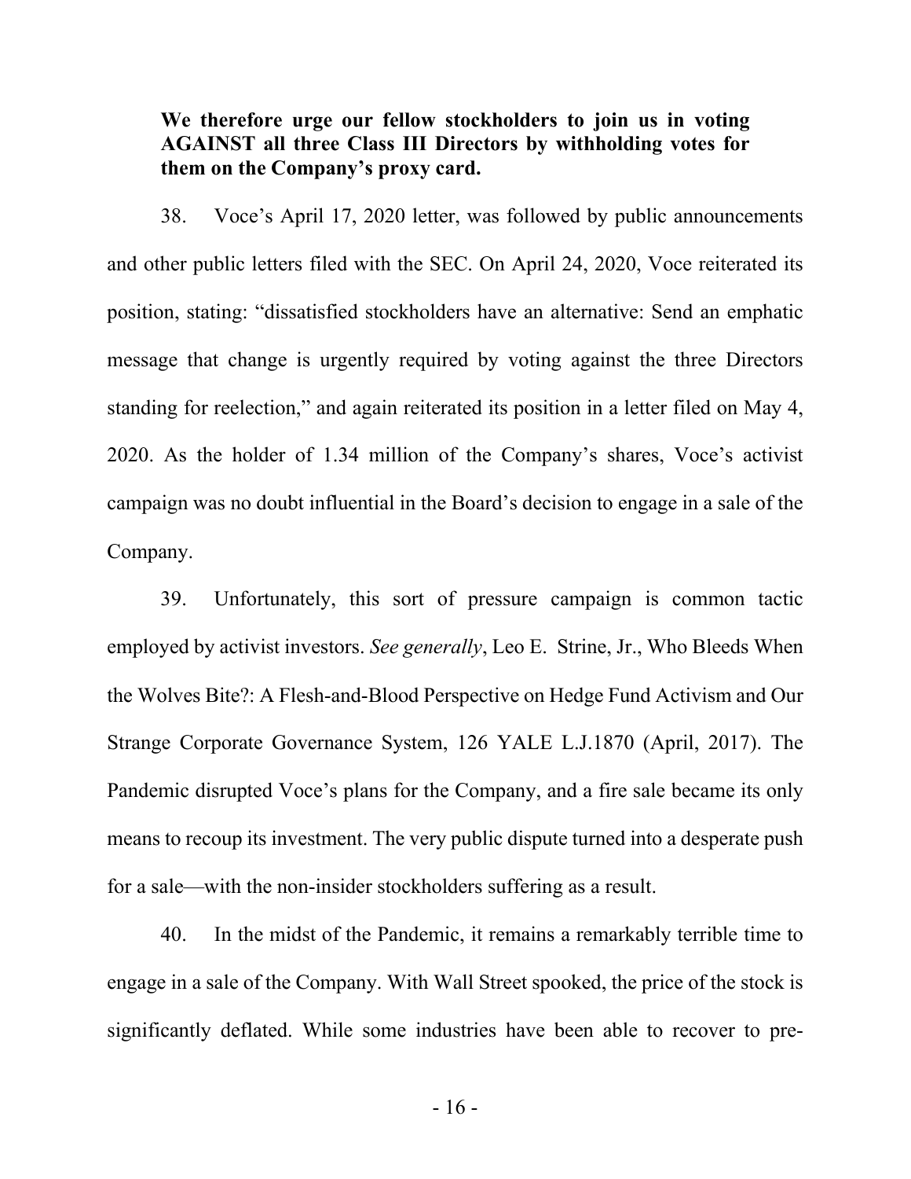> **We therefore urge our fellow stockholders to join us in voting AGAINST all three Class III Directors by withholding votes for them on the Company's proxy card.**

38. Voce's April 17, 2020 letter, was followed by public announcements and other public letters filed with the SEC. On April 24, 2020, Voce reiterated its position, stating: "dissatisfied stockholders have an alternative: Send an emphatic message that change is urgently required by voting against the three Directors standing for reelection," and again reiterated its position in a letter filed on May 4, 2020. As the holder of 1.34 million of the Company's shares, Voce's activist campaign was no doubt influential in the Board's decision to engage in a sale of the Company.

39. Unfortunately, this sort of pressure campaign is common tactic employed by activist investors. *See generally*, Leo E. Strine, Jr., Who Bleeds When the Wolves Bite?: A Flesh-and-Blood Perspective on Hedge Fund Activism and Our Strange Corporate Governance System, 126 YALE L.J.1870 (April, 2017). The Pandemic disrupted Voce's plans for the Company, and a fire sale became its only means to recoup its investment. The very public dispute turned into a desperate push for a sale—with the non-insider stockholders suffering as a result.

40. In the midst of the Pandemic, it remains a remarkably terrible time to engage in a sale of the Company. With Wall Street spooked, the price of the stock is significantly deflated. While some industries have been able to recover to pre-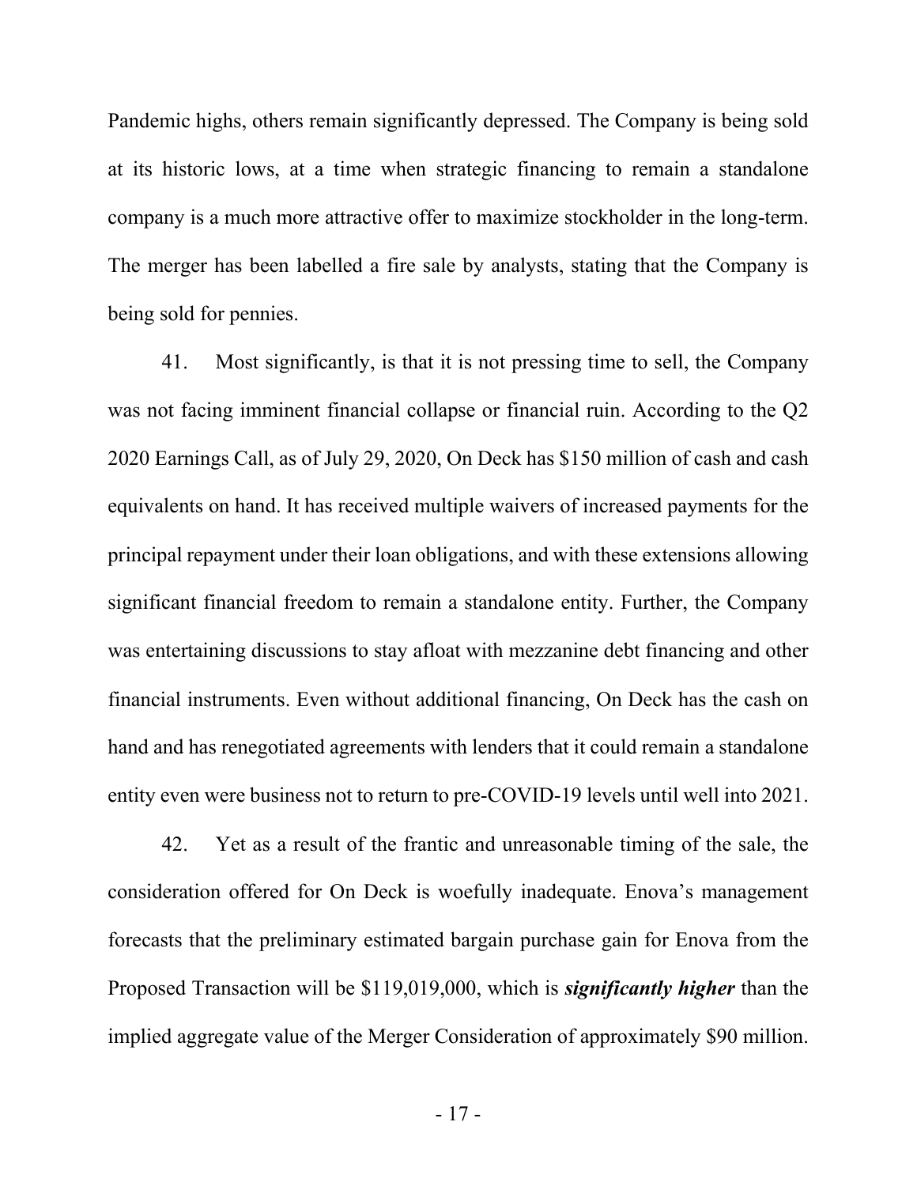Pandemic highs, others remain significantly depressed. The Company is being sold at its historic lows, at a time when strategic financing to remain a standalone company is a much more attractive offer to maximize stockholder in the long-term. The merger has been labelled a fire sale by analysts, stating that the Company is being sold for pennies.

41. Most significantly, is that it is not pressing time to sell, the Company was not facing imminent financial collapse or financial ruin. According to the Q2 2020 Earnings Call, as of July 29, 2020, On Deck has $150 million of cash and cash equivalents on hand. It has received multiple waivers of increased payments for the principal repayment under their loan obligations, and with these extensions allowing significant financial freedom to remain a standalone entity. Further, the Company was entertaining discussions to stay afloat with mezzanine debt financing and other financial instruments. Even without additional financing, On Deck has the cash on hand and has renegotiated agreements with lenders that it could remain a standalone entity even were business not to return to pre-COVID-19 levels until well into 2021.

42. Yet as a result of the frantic and unreasonable timing of the sale, the consideration offered for On Deck is woefully inadequate. Enova's management forecasts that the preliminary estimated bargain purchase gain for Enova from the Proposed Transaction will be $119,019,000, which is ***significantly higher*** than the implied aggregate value of the Merger Consideration of approximately $90 million.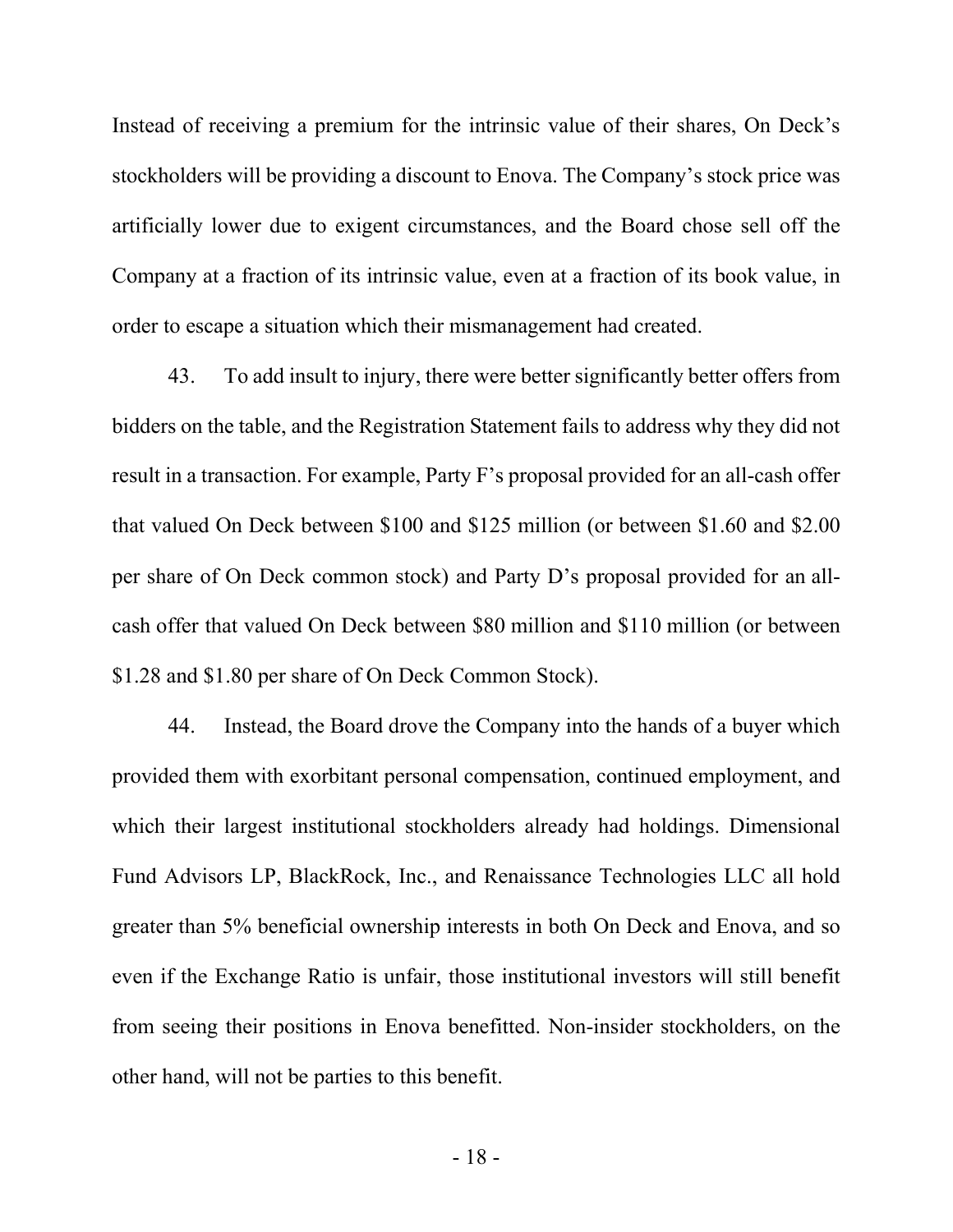Instead of receiving a premium for the intrinsic value of their shares, On Deck's stockholders will be providing a discount to Enova. The Company's stock price was artificially lower due to exigent circumstances, and the Board chose sell off the Company at a fraction of its intrinsic value, even at a fraction of its book value, in order to escape a situation which their mismanagement had created.

43. To add insult to injury, there were better significantly better offers from bidders on the table, and the Registration Statement fails to address why they did not result in a transaction. For example, Party F's proposal provided for an all-cash offer that valued On Deck between $100 and $125 million (or between $1.60 and $2.00 per share of On Deck common stock) and Party D's proposal provided for an all-cash offer that valued On Deck between $80 million and $110 million (or between $1.28 and $1.80 per share of On Deck Common Stock).

44. Instead, the Board drove the Company into the hands of a buyer which provided them with exorbitant personal compensation, continued employment, and which their largest institutional stockholders already had holdings. Dimensional Fund Advisors LP, BlackRock, Inc., and Renaissance Technologies LLC all hold greater than 5% beneficial ownership interests in both On Deck and Enova, and so even if the Exchange Ratio is unfair, those institutional investors will still benefit from seeing their positions in Enova benefitted. Non-insider stockholders, on the other hand, will not be parties to this benefit.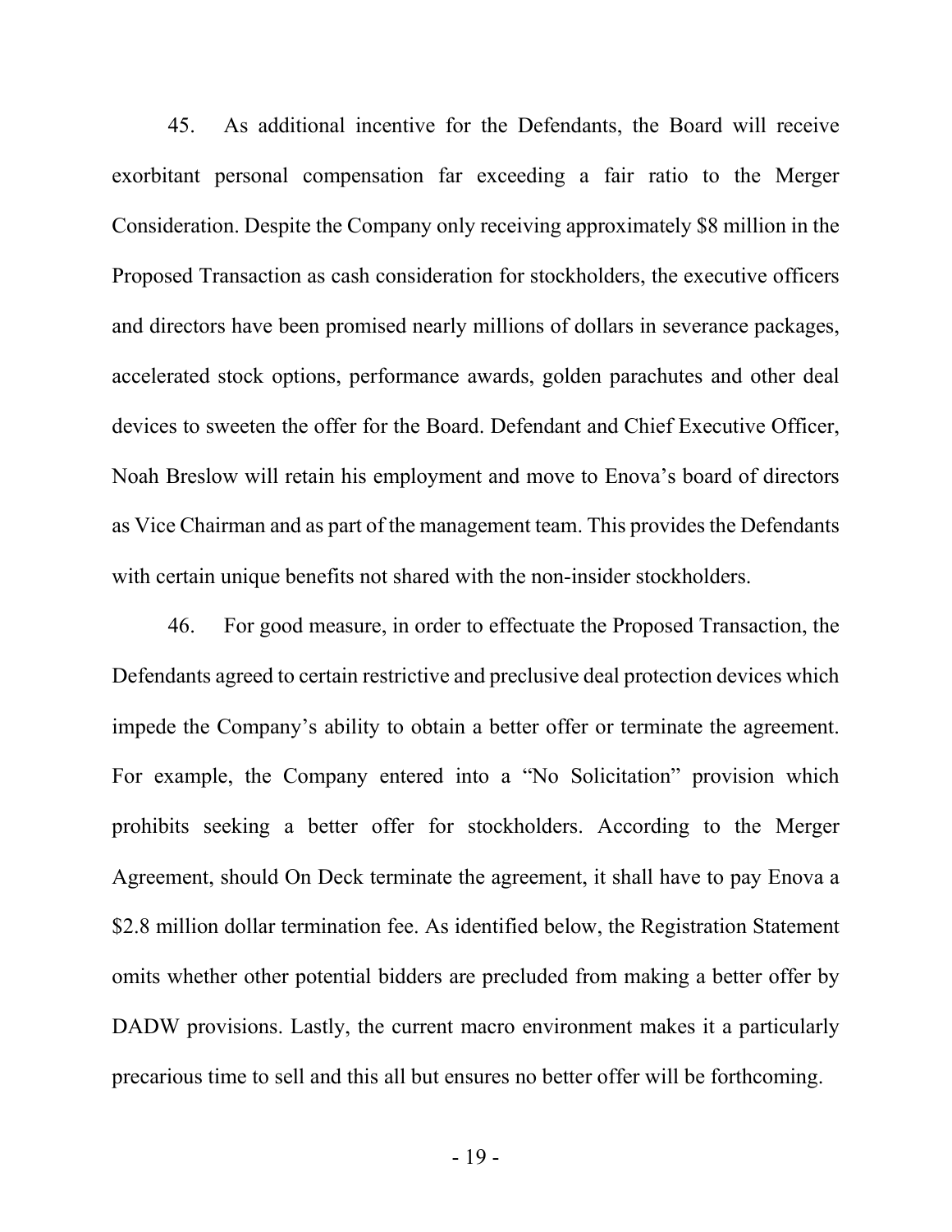45. As additional incentive for the Defendants, the Board will receive exorbitant personal compensation far exceeding a fair ratio to the Merger Consideration. Despite the Company only receiving approximately $8 million in the Proposed Transaction as cash consideration for stockholders, the executive officers and directors have been promised nearly millions of dollars in severance packages, accelerated stock options, performance awards, golden parachutes and other deal devices to sweeten the offer for the Board. Defendant and Chief Executive Officer, Noah Breslow will retain his employment and move to Enova's board of directors as Vice Chairman and as part of the management team. This provides the Defendants with certain unique benefits not shared with the non-insider stockholders.

46. For good measure, in order to effectuate the Proposed Transaction, the Defendants agreed to certain restrictive and preclusive deal protection devices which impede the Company's ability to obtain a better offer or terminate the agreement. For example, the Company entered into a "No Solicitation" provision which prohibits seeking a better offer for stockholders. According to the Merger Agreement, should On Deck terminate the agreement, it shall have to pay Enova a $2.8 million dollar termination fee. As identified below, the Registration Statement omits whether other potential bidders are precluded from making a better offer by DADW provisions. Lastly, the current macro environment makes it a particularly precarious time to sell and this all but ensures no better offer will be forthcoming.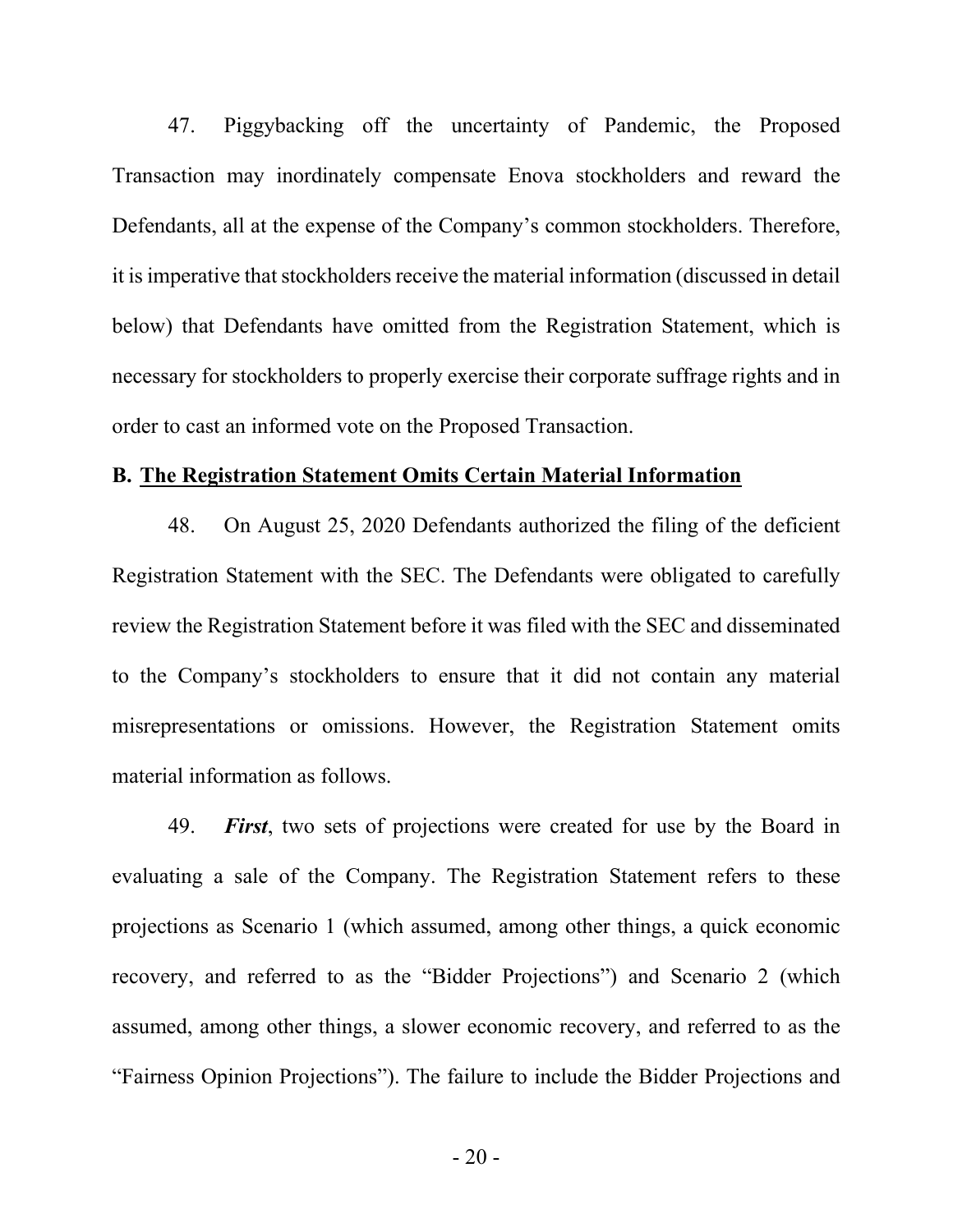47. Piggybacking off the uncertainty of Pandemic, the Proposed Transaction may inordinately compensate Enova stockholders and reward the Defendants, all at the expense of the Company's common stockholders. Therefore, it is imperative that stockholders receive the material information (discussed in detail below) that Defendants have omitted from the Registration Statement, which is necessary for stockholders to properly exercise their corporate suffrage rights and in order to cast an informed vote on the Proposed Transaction.

**B. <u>The Registration Statement Omits Certain Material Information</u>**

48. On August 25, 2020 Defendants authorized the filing of the deficient Registration Statement with the SEC. The Defendants were obligated to carefully review the Registration Statement before it was filed with the SEC and disseminated to the Company's stockholders to ensure that it did not contain any material misrepresentations or omissions. However, the Registration Statement omits material information as follows.

49. ***First***, two sets of projections were created for use by the Board in evaluating a sale of the Company. The Registration Statement refers to these projections as Scenario 1 (which assumed, among other things, a quick economic recovery, and referred to as the "Bidder Projections") and Scenario 2 (which assumed, among other things, a slower economic recovery, and referred to as the "Fairness Opinion Projections"). The failure to include the Bidder Projections and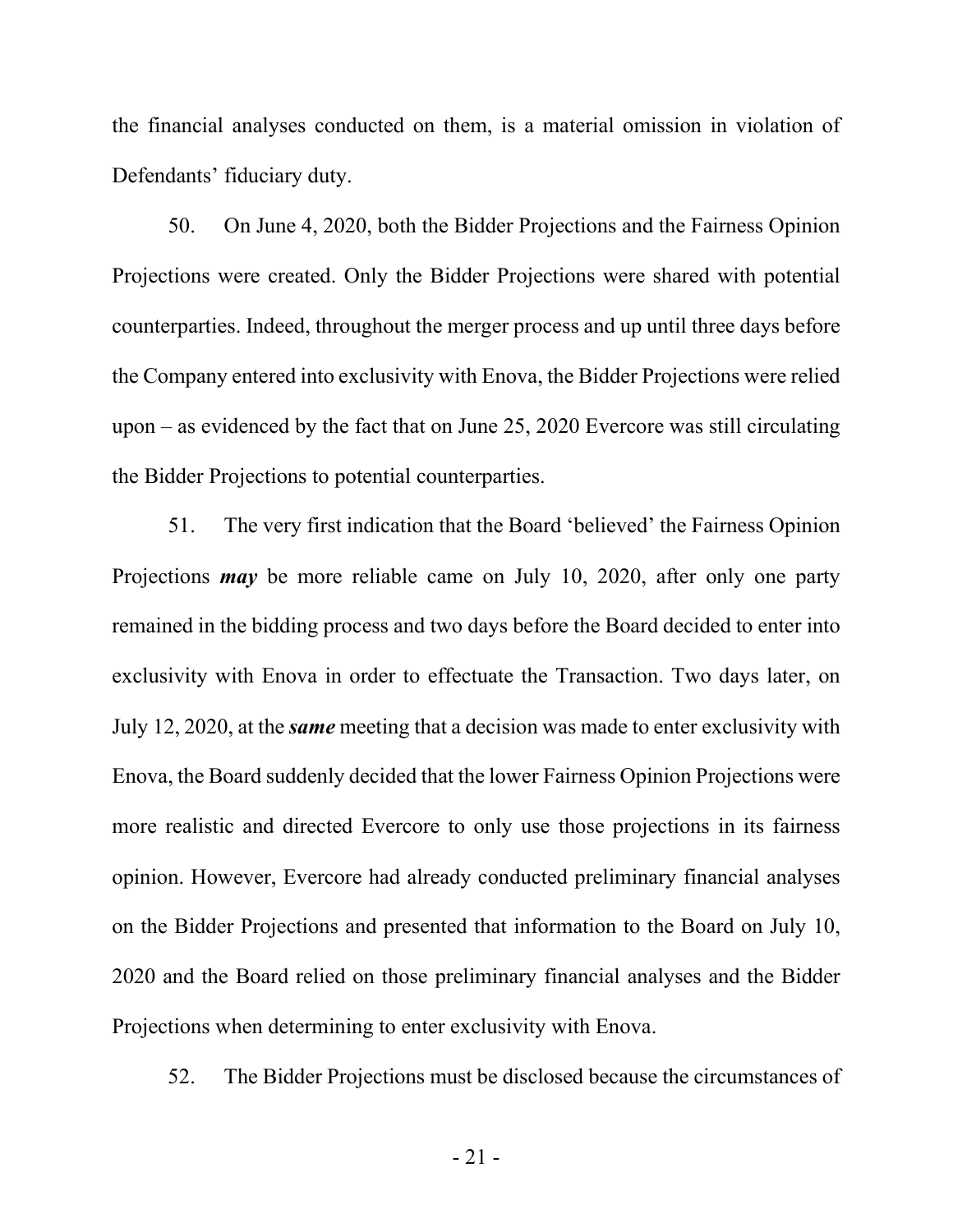the financial analyses conducted on them, is a material omission in violation of Defendants' fiduciary duty.

50. On June 4, 2020, both the Bidder Projections and the Fairness Opinion Projections were created. Only the Bidder Projections were shared with potential counterparties. Indeed, throughout the merger process and up until three days before the Company entered into exclusivity with Enova, the Bidder Projections were relied upon – as evidenced by the fact that on June 25, 2020 Evercore was still circulating the Bidder Projections to potential counterparties.

51. The very first indication that the Board 'believed' the Fairness Opinion Projections ***may*** be more reliable came on July 10, 2020, after only one party remained in the bidding process and two days before the Board decided to enter into exclusivity with Enova in order to effectuate the Transaction. Two days later, on July 12, 2020, at the ***same*** meeting that a decision was made to enter exclusivity with Enova, the Board suddenly decided that the lower Fairness Opinion Projections were more realistic and directed Evercore to only use those projections in its fairness opinion. However, Evercore had already conducted preliminary financial analyses on the Bidder Projections and presented that information to the Board on July 10, 2020 and the Board relied on those preliminary financial analyses and the Bidder Projections when determining to enter exclusivity with Enova.

52. The Bidder Projections must be disclosed because the circumstances of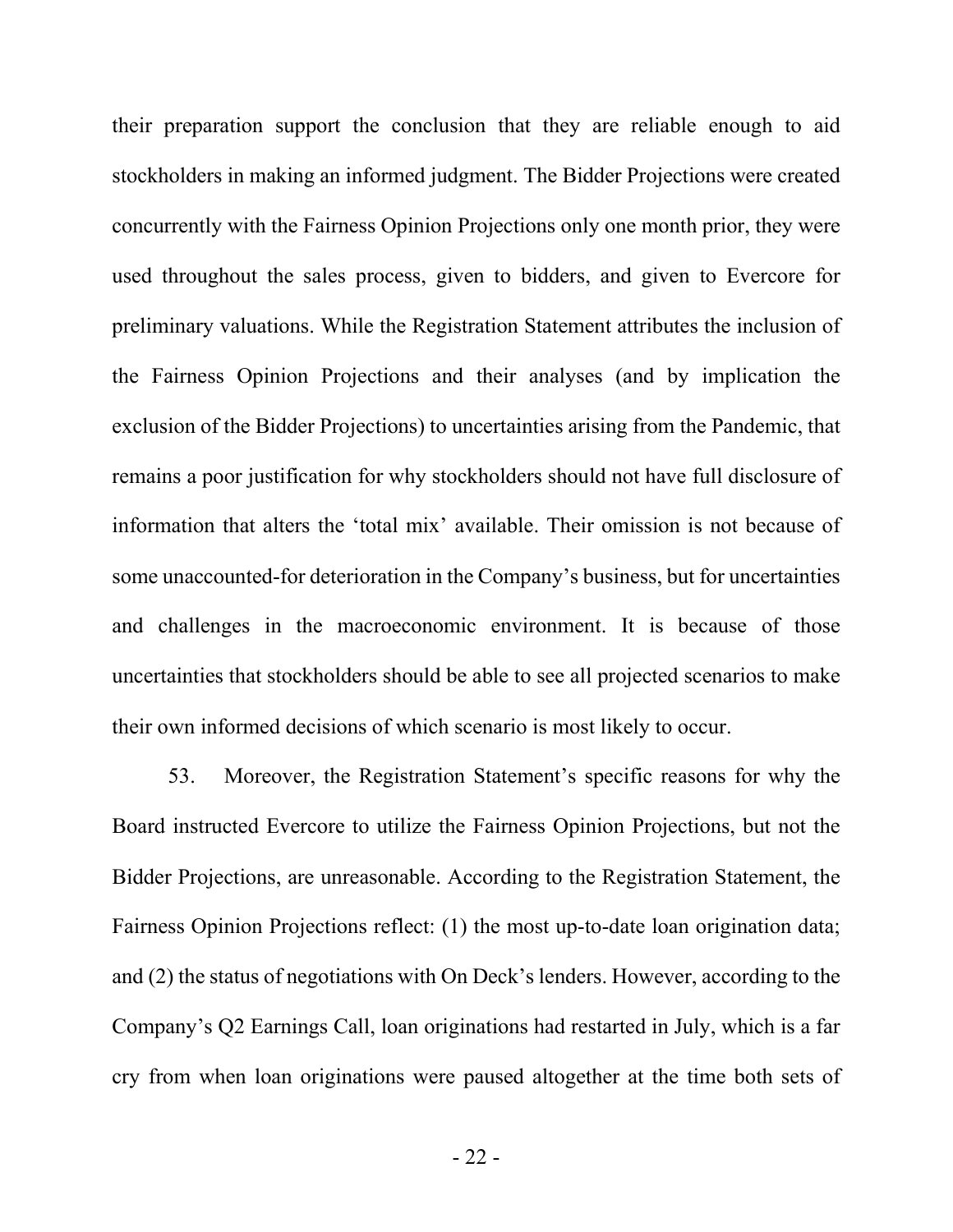their preparation support the conclusion that they are reliable enough to aid stockholders in making an informed judgment. The Bidder Projections were created concurrently with the Fairness Opinion Projections only one month prior, they were used throughout the sales process, given to bidders, and given to Evercore for preliminary valuations. While the Registration Statement attributes the inclusion of the Fairness Opinion Projections and their analyses (and by implication the exclusion of the Bidder Projections) to uncertainties arising from the Pandemic, that remains a poor justification for why stockholders should not have full disclosure of information that alters the 'total mix' available. Their omission is not because of some unaccounted-for deterioration in the Company's business, but for uncertainties and challenges in the macroeconomic environment. It is because of those uncertainties that stockholders should be able to see all projected scenarios to make their own informed decisions of which scenario is most likely to occur.

53. Moreover, the Registration Statement's specific reasons for why the Board instructed Evercore to utilize the Fairness Opinion Projections, but not the Bidder Projections, are unreasonable. According to the Registration Statement, the Fairness Opinion Projections reflect: (1) the most up-to-date loan origination data; and (2) the status of negotiations with On Deck's lenders. However, according to the Company's Q2 Earnings Call, loan originations had restarted in July, which is a far cry from when loan originations were paused altogether at the time both sets of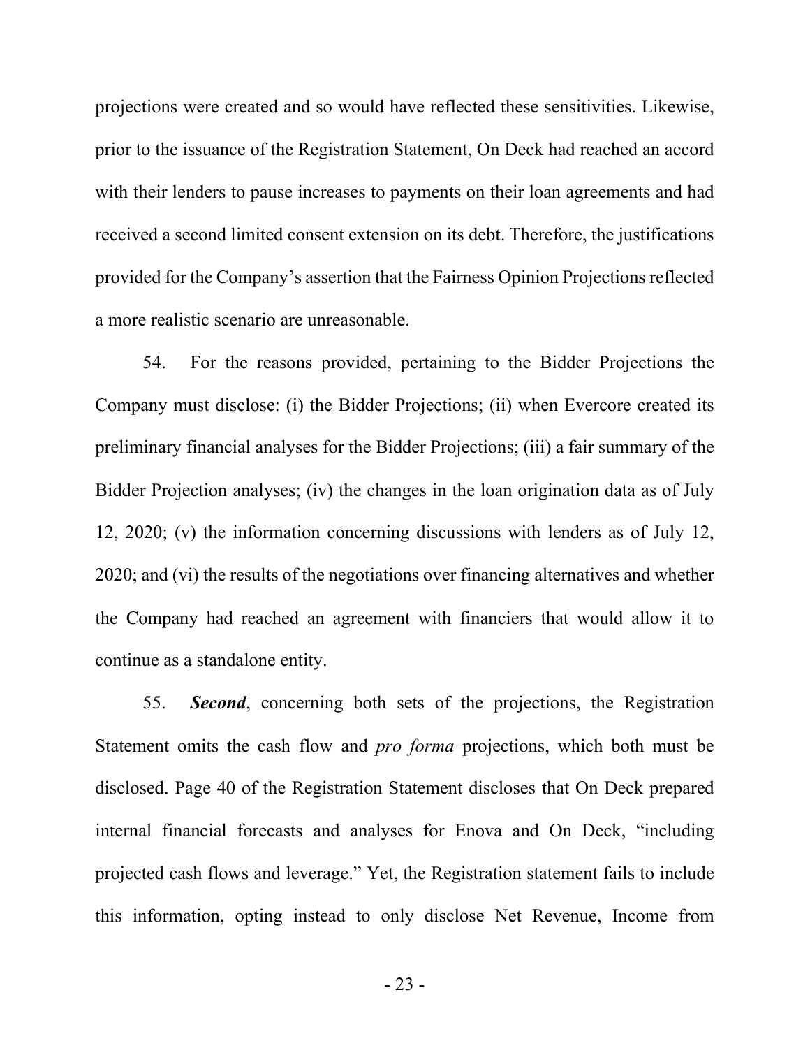projections were created and so would have reflected these sensitivities. Likewise, prior to the issuance of the Registration Statement, On Deck had reached an accord with their lenders to pause increases to payments on their loan agreements and had received a second limited consent extension on its debt. Therefore, the justifications provided for the Company's assertion that the Fairness Opinion Projections reflected a more realistic scenario are unreasonable.

54. For the reasons provided, pertaining to the Bidder Projections the Company must disclose: (i) the Bidder Projections; (ii) when Evercore created its preliminary financial analyses for the Bidder Projections; (iii) a fair summary of the Bidder Projection analyses; (iv) the changes in the loan origination data as of July 12, 2020; (v) the information concerning discussions with lenders as of July 12, 2020; and (vi) the results of the negotiations over financing alternatives and whether the Company had reached an agreement with financiers that would allow it to continue as a standalone entity.

55. ***Second***, concerning both sets of the projections, the Registration Statement omits the cash flow and *pro forma* projections, which both must be disclosed. Page 40 of the Registration Statement discloses that On Deck prepared internal financial forecasts and analyses for Enova and On Deck, "including projected cash flows and leverage." Yet, the Registration statement fails to include this information, opting instead to only disclose Net Revenue, Income from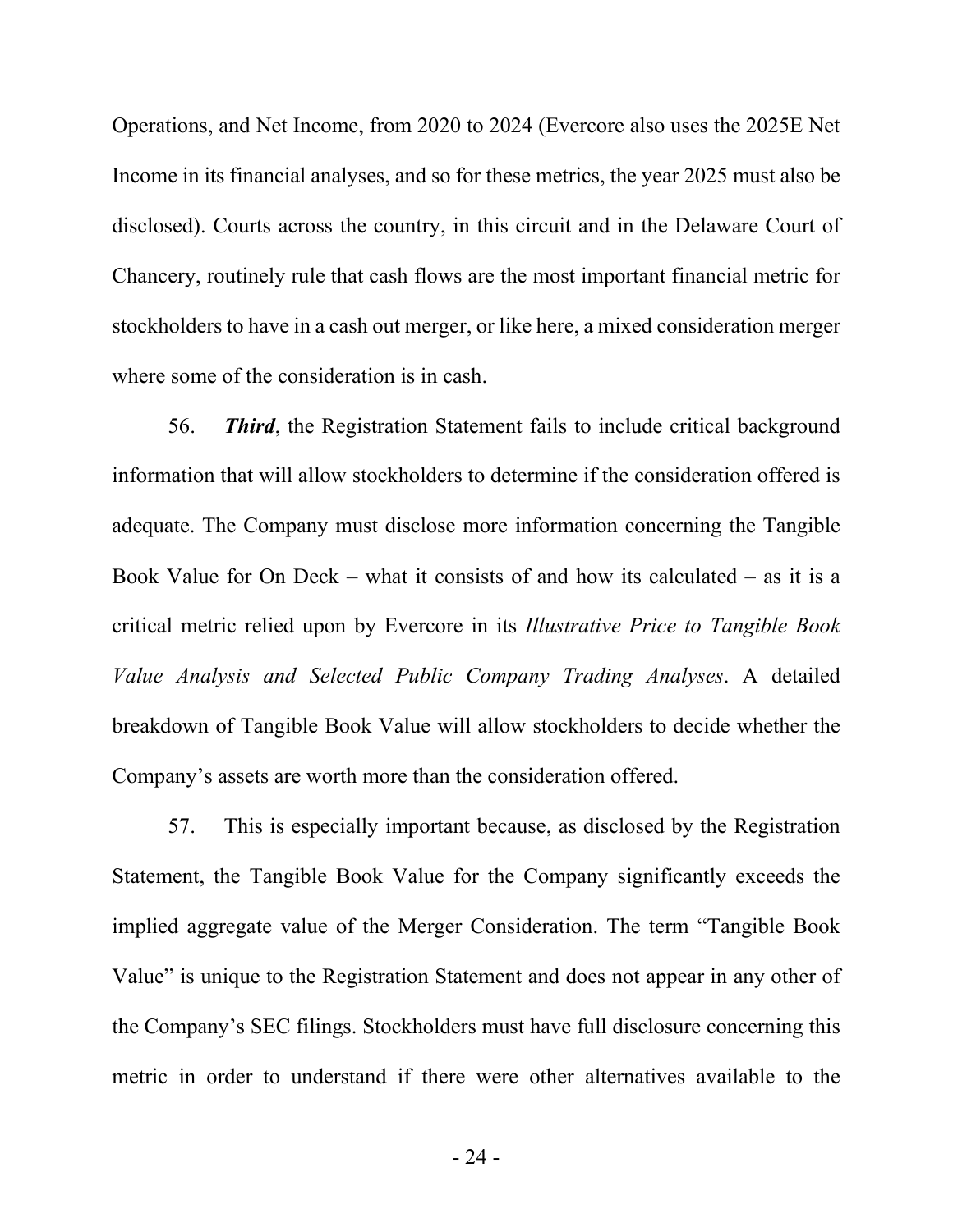Operations, and Net Income, from 2020 to 2024 (Evercore also uses the 2025E Net Income in its financial analyses, and so for these metrics, the year 2025 must also be disclosed). Courts across the country, in this circuit and in the Delaware Court of Chancery, routinely rule that cash flows are the most important financial metric for stockholders to have in a cash out merger, or like here, a mixed consideration merger where some of the consideration is in cash.

56. ***Third***, the Registration Statement fails to include critical background information that will allow stockholders to determine if the consideration offered is adequate. The Company must disclose more information concerning the Tangible Book Value for On Deck – what it consists of and how its calculated – as it is a critical metric relied upon by Evercore in its *Illustrative Price to Tangible Book Value Analysis and Selected Public Company Trading Analyses*. A detailed breakdown of Tangible Book Value will allow stockholders to decide whether the Company's assets are worth more than the consideration offered.

57. This is especially important because, as disclosed by the Registration Statement, the Tangible Book Value for the Company significantly exceeds the implied aggregate value of the Merger Consideration. The term "Tangible Book Value" is unique to the Registration Statement and does not appear in any other of the Company's SEC filings. Stockholders must have full disclosure concerning this metric in order to understand if there were other alternatives available to the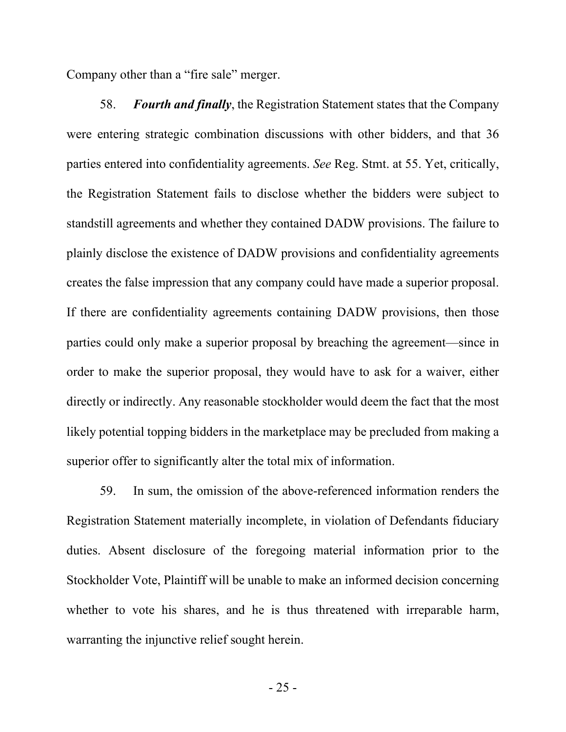Company other than a "fire sale" merger.

58. ***Fourth and finally***, the Registration Statement states that the Company were entering strategic combination discussions with other bidders, and that 36 parties entered into confidentiality agreements. *See* Reg. Stmt. at 55. Yet, critically, the Registration Statement fails to disclose whether the bidders were subject to standstill agreements and whether they contained DADW provisions. The failure to plainly disclose the existence of DADW provisions and confidentiality agreements creates the false impression that any company could have made a superior proposal. If there are confidentiality agreements containing DADW provisions, then those parties could only make a superior proposal by breaching the agreement—since in order to make the superior proposal, they would have to ask for a waiver, either directly or indirectly. Any reasonable stockholder would deem the fact that the most likely potential topping bidders in the marketplace may be precluded from making a superior offer to significantly alter the total mix of information.

59. In sum, the omission of the above-referenced information renders the Registration Statement materially incomplete, in violation of Defendants fiduciary duties. Absent disclosure of the foregoing material information prior to the Stockholder Vote, Plaintiff will be unable to make an informed decision concerning whether to vote his shares, and he is thus threatened with irreparable harm, warranting the injunctive relief sought herein.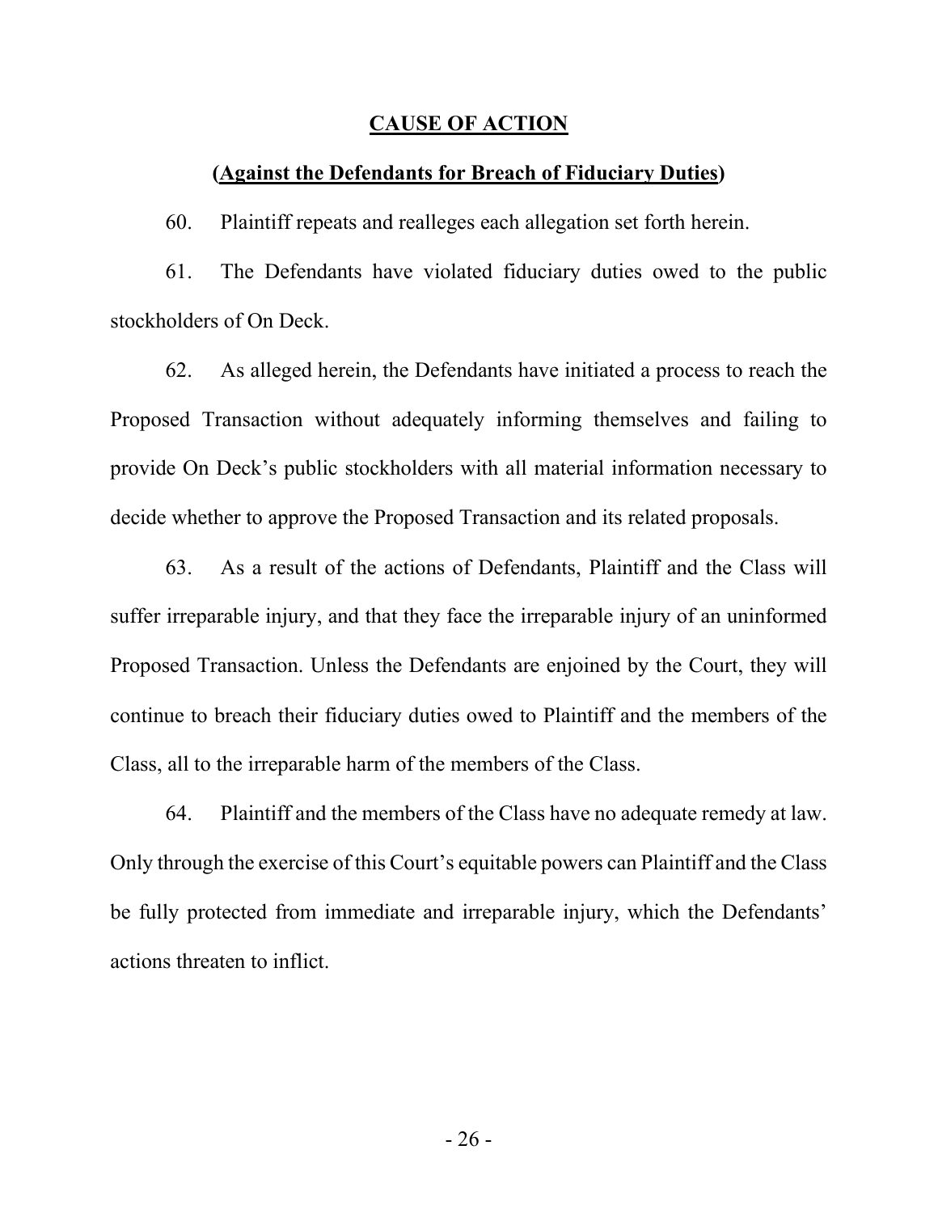## **CAUSE OF ACTION**

### **(Against the Defendants for Breach of Fiduciary Duties)**

60. Plaintiff repeats and realleges each allegation set forth herein.

61. The Defendants have violated fiduciary duties owed to the public stockholders of On Deck.

62. As alleged herein, the Defendants have initiated a process to reach the Proposed Transaction without adequately informing themselves and failing to provide On Deck's public stockholders with all material information necessary to decide whether to approve the Proposed Transaction and its related proposals.

63. As a result of the actions of Defendants, Plaintiff and the Class will suffer irreparable injury, and that they face the irreparable injury of an uninformed Proposed Transaction. Unless the Defendants are enjoined by the Court, they will continue to breach their fiduciary duties owed to Plaintiff and the members of the Class, all to the irreparable harm of the members of the Class.

64. Plaintiff and the members of the Class have no adequate remedy at law. Only through the exercise of this Court's equitable powers can Plaintiff and the Class be fully protected from immediate and irreparable injury, which the Defendants' actions threaten to inflict.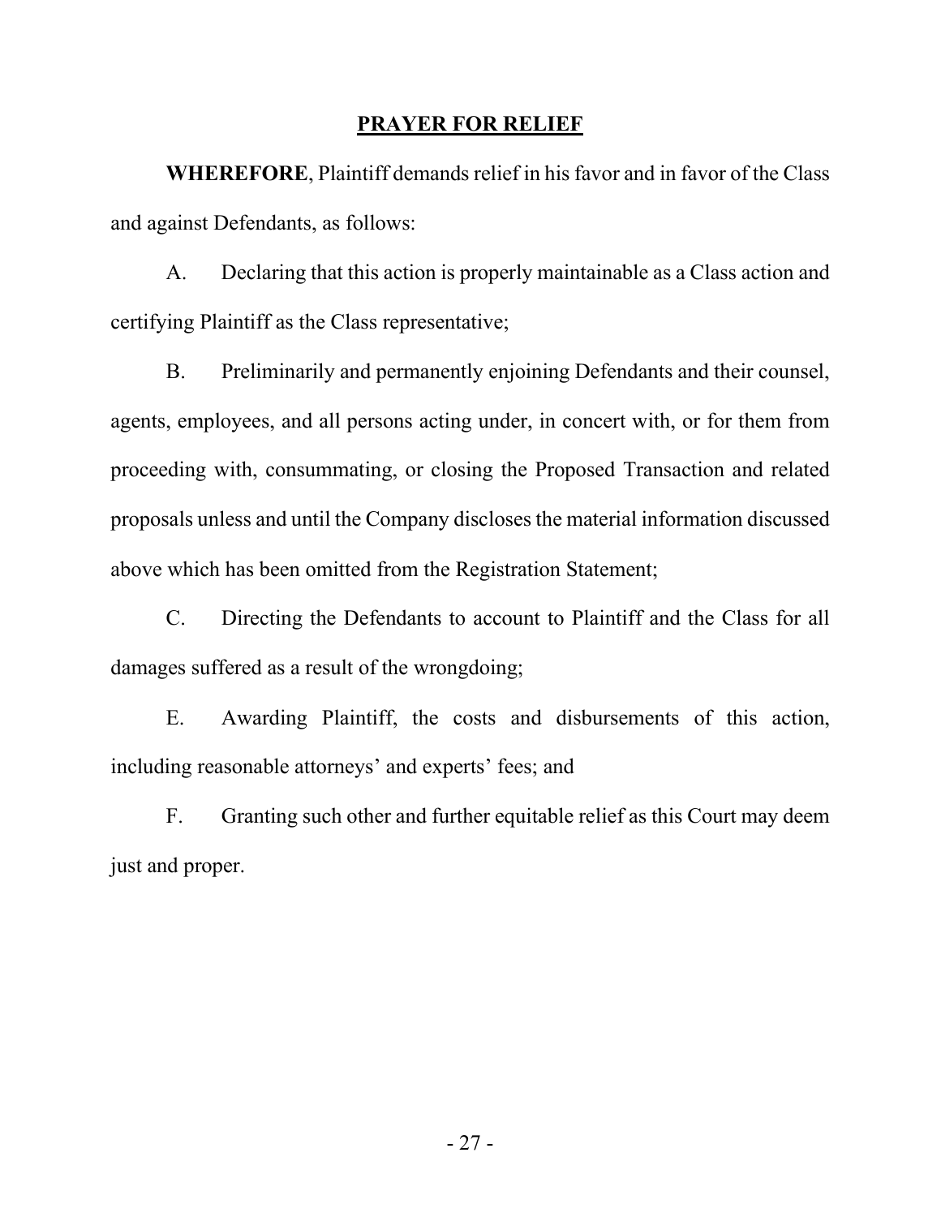## PRAYER FOR RELIEF

**WHEREFORE**, Plaintiff demands relief in his favor and in favor of the Class and against Defendants, as follows:

A. Declaring that this action is properly maintainable as a Class action and certifying Plaintiff as the Class representative;

B. Preliminarily and permanently enjoining Defendants and their counsel, agents, employees, and all persons acting under, in concert with, or for them from proceeding with, consummating, or closing the Proposed Transaction and related proposals unless and until the Company discloses the material information discussed above which has been omitted from the Registration Statement;

C. Directing the Defendants to account to Plaintiff and the Class for all damages suffered as a result of the wrongdoing;

E. Awarding Plaintiff, the costs and disbursements of this action, including reasonable attorneys' and experts' fees; and

F. Granting such other and further equitable relief as this Court may deem just and proper.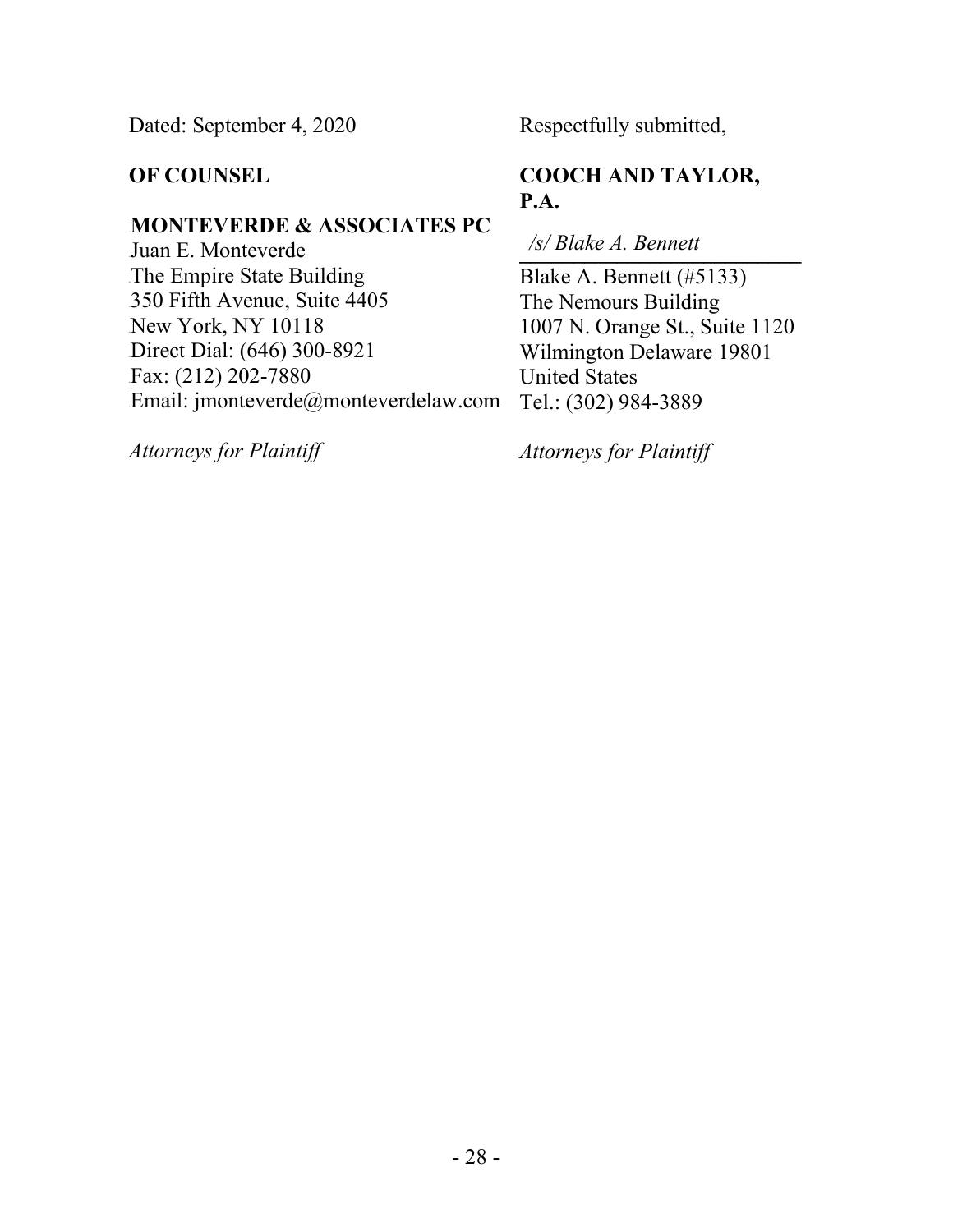Dated: September 4, 2020

Respectfully submitted,

**OF COUNSEL**

**MONTEVERDE & ASSOCIATES PC**
Juan E. Monteverde
The Empire State Building
350 Fifth Avenue, Suite 4405
New York, NY 10118
Direct Dial: (646) 300-8921
Fax: (212) 202-7880
Email: jmonteverde@monteverdelaw.com

*Attorneys for Plaintiff*

**COOCH AND TAYLOR, P.A.**

*/s/ Blake A. Bennett*

Blake A. Bennett (#5133)
The Nemours Building
1007 N. Orange St., Suite 1120
Wilmington Delaware 19801
United States
Tel.: (302) 984-3889

*Attorneys for Plaintiff*